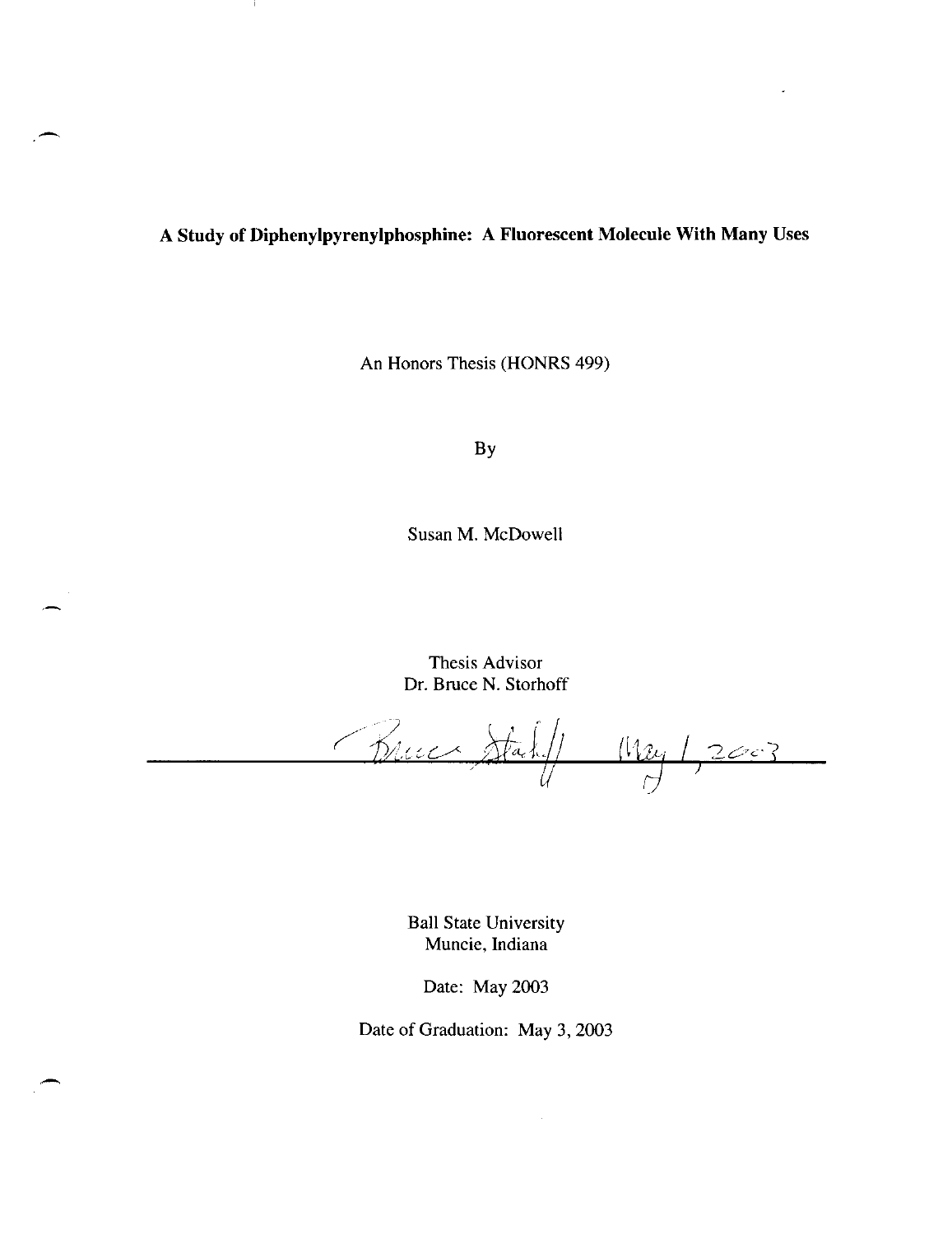# A Study of Diphenylpyrenylphosphine: A Fluorescent Molecule With Many Uses

An Honors Thesis (HONRS 499)

By

Susan M. McDowell

Thesis Advisor
Dr. Bruce N. Storhoff

Bruce Storhoff May 1, 2003

Ball State University
Muncie, Indiana

Date: May 2003

Date of Graduation: May 3, 2003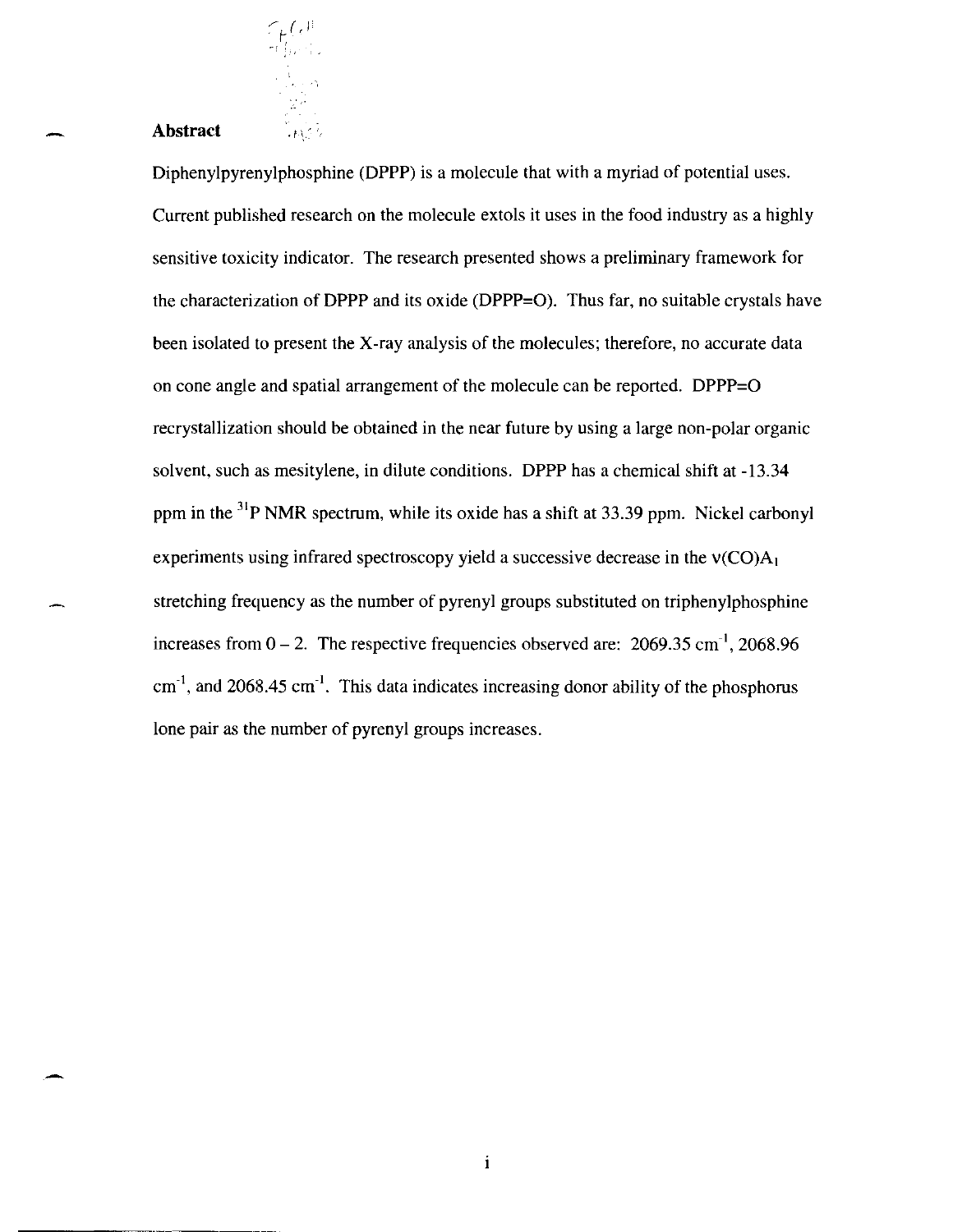## Abstract

Diphenylpyrenylphosphine (DPPP) is a molecule that with a myriad of potential uses. Current published research on the molecule extols it uses in the food industry as a highly sensitive toxicity indicator. The research presented shows a preliminary framework for the characterization of DPPP and its oxide (DPPP=O). Thus far, no suitable crystals have been isolated to present the X-ray analysis of the molecules; therefore, no accurate data on cone angle and spatial arrangement of the molecule can be reported. DPPP=O recrystallization should be obtained in the near future by using a large non-polar organic solvent, such as mesitylene, in dilute conditions. DPPP has a chemical shift at -13.34 ppm in the $^{31}$P NMR spectrum, while its oxide has a shift at 33.39 ppm. Nickel carbonyl experiments using infrared spectroscopy yield a successive decrease in the $\nu(CO)A_1$ stretching frequency as the number of pyrenyl groups substituted on triphenylphosphine increases from 0 – 2. The respective frequencies observed are: 2069.35 $cm^{-1}$, 2068.96 $cm^{-1}$, and 2068.45 $cm^{-1}$. This data indicates increasing donor ability of the phosphorus lone pair as the number of pyrenyl groups increases.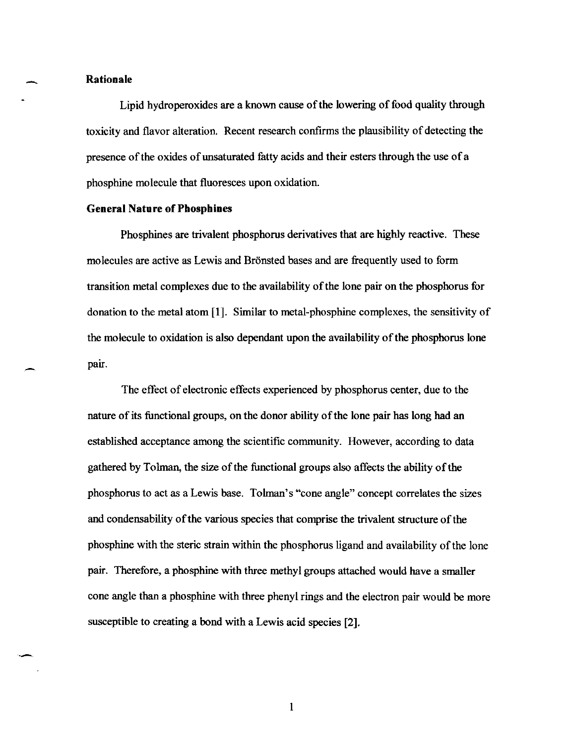**Rationale**

Lipid hydroperoxides are a known cause of the lowering of food quality through toxicity and flavor alteration. Recent research confirms the plausibility of detecting the presence of the oxides of unsaturated fatty acids and their esters through the use of a phosphine molecule that fluoresces upon oxidation.

**General Nature of Phosphines**

Phosphines are trivalent phosphorus derivatives that are highly reactive. These molecules are active as Lewis and Brönsted bases and are frequently used to form transition metal complexes due to the availability of the lone pair on the phosphorus for donation to the metal atom [1]. Similar to metal-phosphine complexes, the sensitivity of the molecule to oxidation is also dependant upon the availability of the phosphorus lone pair.

The effect of electronic effects experienced by phosphorus center, due to the nature of its functional groups, on the donor ability of the lone pair has long had an established acceptance among the scientific community. However, according to data gathered by Tolman, the size of the functional groups also affects the ability of the phosphorus to act as a Lewis base. Tolman's "cone angle" concept correlates the sizes and condensability of the various species that comprise the trivalent structure of the phosphine with the steric strain within the phosphorus ligand and availability of the lone pair. Therefore, a phosphine with three methyl groups attached would have a smaller cone angle than a phosphine with three phenyl rings and the electron pair would be more susceptible to creating a bond with a Lewis acid species [2].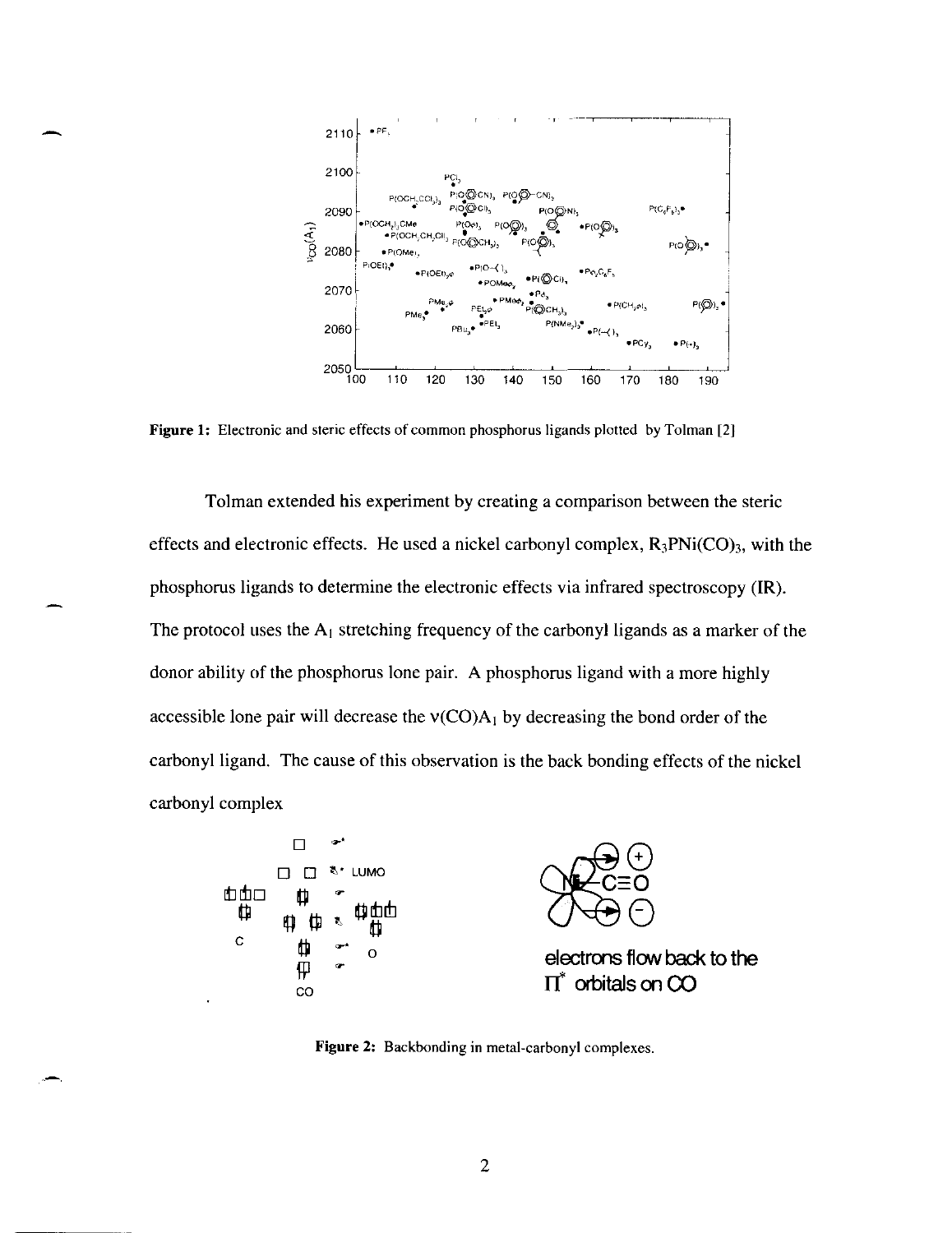Figure 1: Electronic and steric effects of common phosphorus ligands plotted by Tolman [2]

Tolman extended his experiment by creating a comparison between the steric effects and electronic effects. He used a nickel carbonyl complex, $R_3PNi(CO)_3$, with the phosphorus ligands to determine the electronic effects via infrared spectroscopy (IR). The protocol uses the $A_1$ stretching frequency of the carbonyl ligands as a marker of the donor ability of the phosphorus lone pair. A phosphorus ligand with a more highly accessible lone pair will decrease the $\nu(CO)A_1$ by decreasing the bond order of the carbonyl ligand. The cause of this observation is the back bonding effects of the nickel carbonyl complex

Figure 2: Backbonding in metal-carbonyl complexes.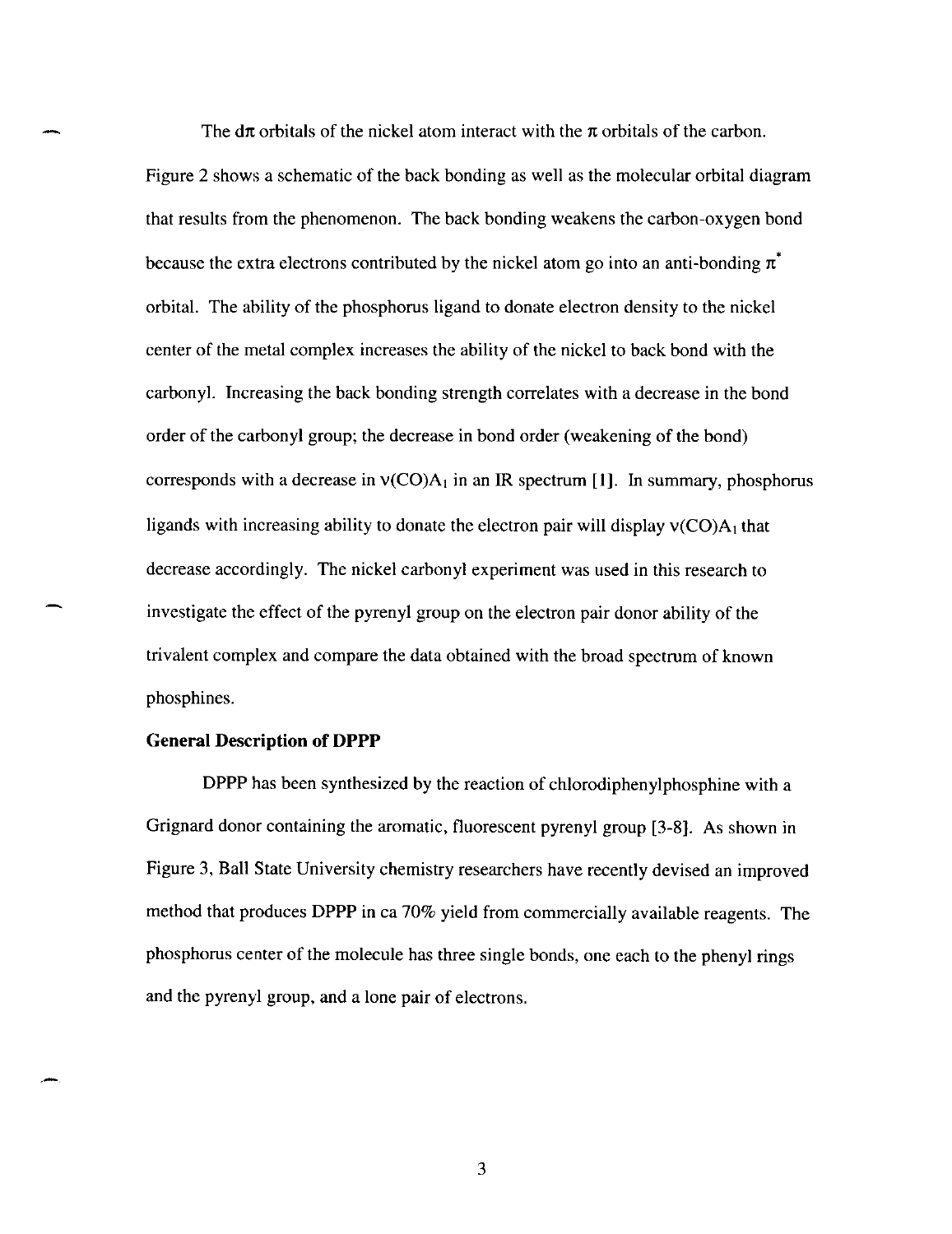The $d\pi$ orbitals of the nickel atom interact with the $\pi$ orbitals of the carbon. Figure 2 shows a schematic of the back bonding as well as the molecular orbital diagram that results from the phenomenon. The back bonding weakens the carbon-oxygen bond because the extra electrons contributed by the nickel atom go into an anti-bonding $\pi^*$ orbital. The ability of the phosphorus ligand to donate electron density to the nickel center of the metal complex increases the ability of the nickel to back bond with the carbonyl. Increasing the back bonding strength correlates with a decrease in the bond order of the carbonyl group; the decrease in bond order (weakening of the bond) corresponds with a decrease in $\nu(CO)A_1$ in an IR spectrum [1]. In summary, phosphorus ligands with increasing ability to donate the electron pair will display $\nu(CO)A_1$ that decrease accordingly. The nickel carbonyl experiment was used in this research to investigate the effect of the pyrenyl group on the electron pair donor ability of the trivalent complex and compare the data obtained with the broad spectrum of known phosphines.

**General Description of DPPP**

DPPP has been synthesized by the reaction of chlorodiphenylphosphine with a Grignard donor containing the aromatic, fluorescent pyrenyl group [3-8]. As shown in Figure 3, Ball State University chemistry researchers have recently devised an improved method that produces DPPP in ca 70% yield from commercially available reagents. The phosphorus center of the molecule has three single bonds, one each to the phenyl rings and the pyrenyl group, and a lone pair of electrons.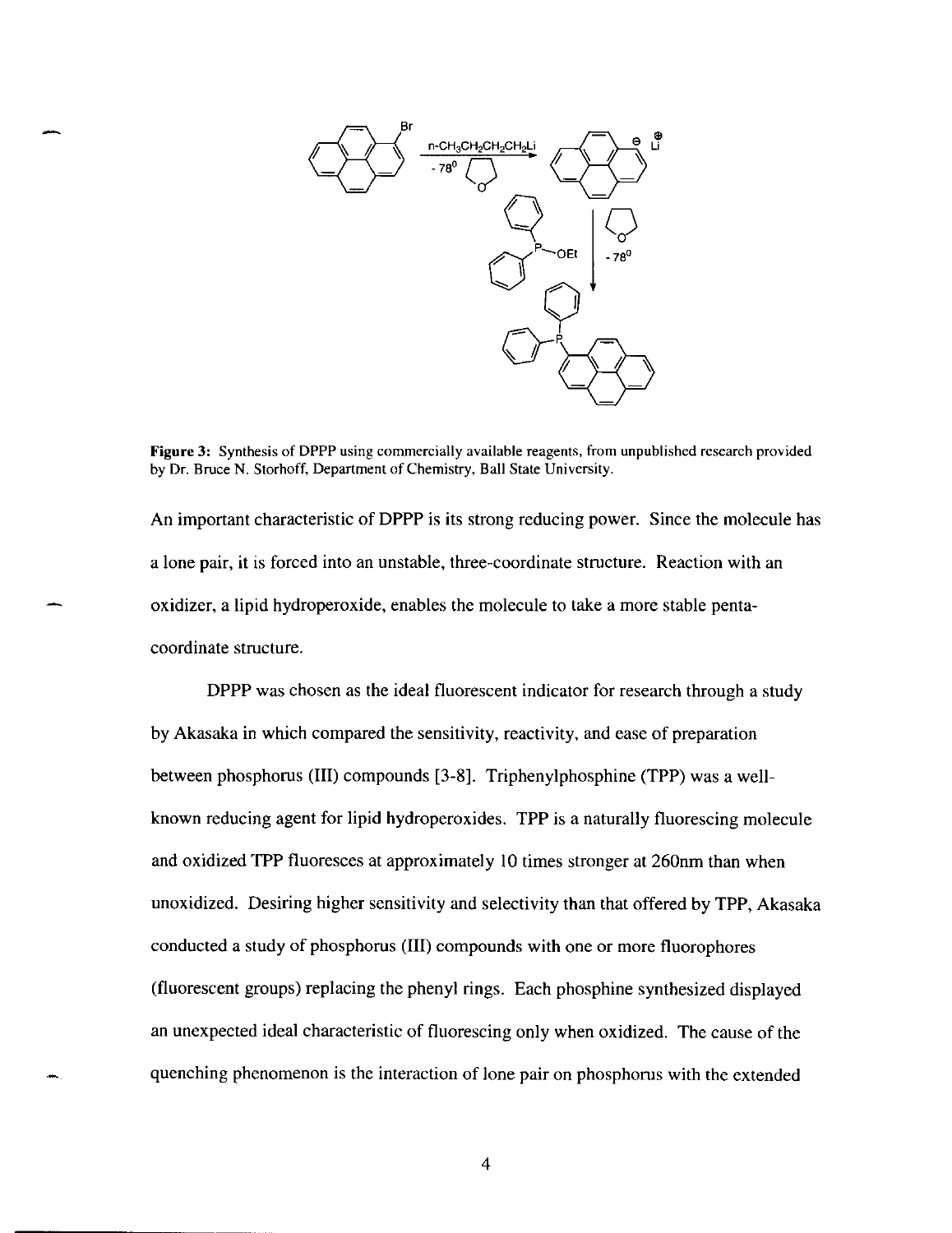Figure 3: Synthesis of DPPP using commercially available reagents, from unpublished research provided by Dr. Bruce N. Storhoff, Department of Chemistry, Ball State University.

An important characteristic of DPPP is its strong reducing power. Since the molecule has a lone pair, it is forced into an unstable, three-coordinate structure. Reaction with an oxidizer, a lipid hydroperoxide, enables the molecule to take a more stable penta-coordinate structure.

DPPP was chosen as the ideal fluorescent indicator for research through a study by Akasaka in which compared the sensitivity, reactivity, and ease of preparation between phosphorus (III) compounds [3-8]. Triphenylphosphine (TPP) was a well-known reducing agent for lipid hydroperoxides. TPP is a naturally fluorescing molecule and oxidized TPP fluoresces at approximately 10 times stronger at 260nm than when unoxidized. Desiring higher sensitivity and selectivity than that offered by TPP, Akasaka conducted a study of phosphorus (III) compounds with one or more fluorophores (fluorescent groups) replacing the phenyl rings. Each phosphine synthesized displayed an unexpected ideal characteristic of fluorescing only when oxidized. The cause of the quenching phenomenon is the interaction of lone pair on phosphorus with the extended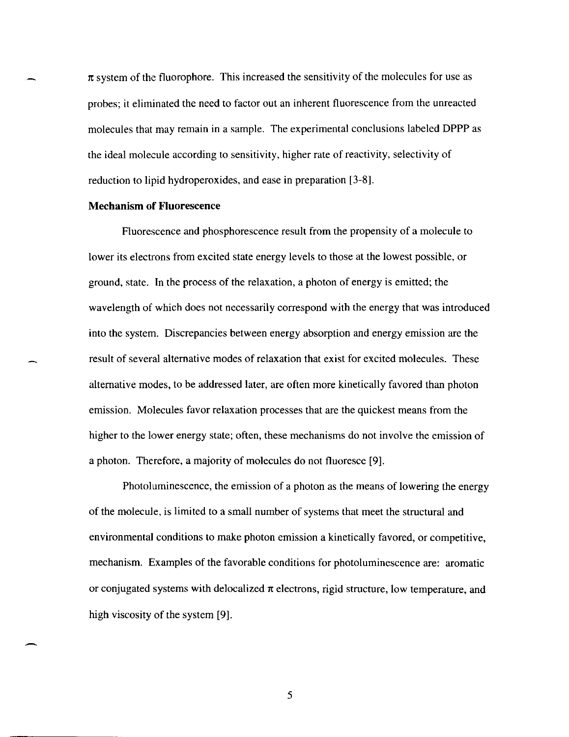$\pi$ system of the fluorophore. This increased the sensitivity of the molecules for use as probes; it eliminated the need to factor out an inherent fluorescence from the unreacted molecules that may remain in a sample. The experimental conclusions labeled DPPP as the ideal molecule according to sensitivity, higher rate of reactivity, selectivity of reduction to lipid hydroperoxides, and ease in preparation [3-8].

**Mechanism of Fluorescence**

Fluorescence and phosphorescence result from the propensity of a molecule to lower its electrons from excited state energy levels to those at the lowest possible, or ground, state. In the process of the relaxation, a photon of energy is emitted; the wavelength of which does not necessarily correspond with the energy that was introduced into the system. Discrepancies between energy absorption and energy emission are the result of several alternative modes of relaxation that exist for excited molecules. These alternative modes, to be addressed later, are often more kinetically favored than photon emission. Molecules favor relaxation processes that are the quickest means from the higher to the lower energy state; often, these mechanisms do not involve the emission of a photon. Therefore, a majority of molecules do not fluoresce [9].

Photoluminescence, the emission of a photon as the means of lowering the energy of the molecule, is limited to a small number of systems that meet the structural and environmental conditions to make photon emission a kinetically favored, or competitive, mechanism. Examples of the favorable conditions for photoluminescence are: aromatic or conjugated systems with delocalized $\pi$ electrons, rigid structure, low temperature, and high viscosity of the system [9].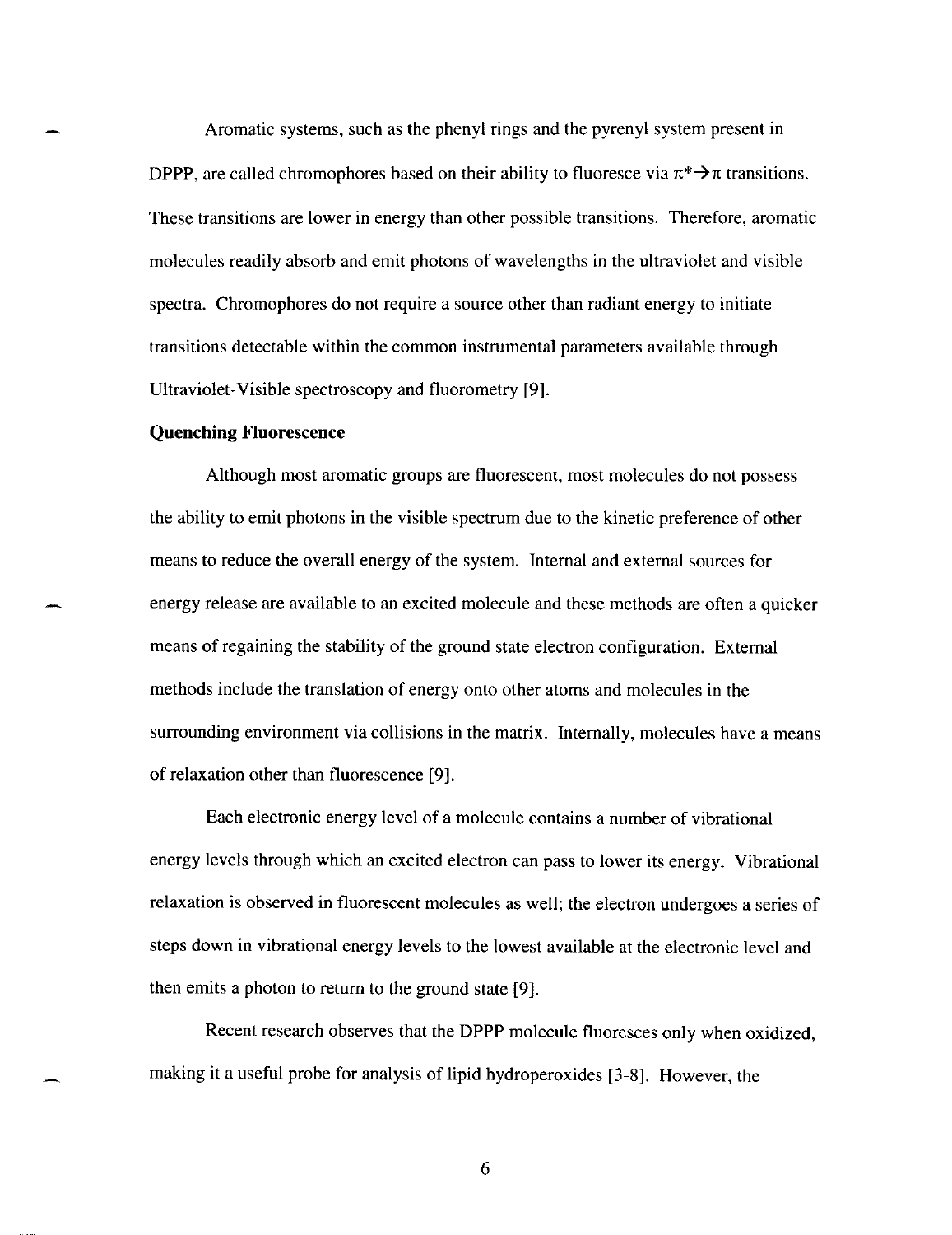Aromatic systems, such as the phenyl rings and the pyrenyl system present in DPPP, are called chromophores based on their ability to fluoresce via $\pi^* \rightarrow \pi$ transitions. These transitions are lower in energy than other possible transitions. Therefore, aromatic molecules readily absorb and emit photons of wavelengths in the ultraviolet and visible spectra. Chromophores do not require a source other than radiant energy to initiate transitions detectable within the common instrumental parameters available through Ultraviolet-Visible spectroscopy and fluorometry [9].

**Quenching Fluorescence**

Although most aromatic groups are fluorescent, most molecules do not possess the ability to emit photons in the visible spectrum due to the kinetic preference of other means to reduce the overall energy of the system. Internal and external sources for energy release are available to an excited molecule and these methods are often a quicker means of regaining the stability of the ground state electron configuration. External methods include the translation of energy onto other atoms and molecules in the surrounding environment via collisions in the matrix. Internally, molecules have a means of relaxation other than fluorescence [9].

Each electronic energy level of a molecule contains a number of vibrational energy levels through which an excited electron can pass to lower its energy. Vibrational relaxation is observed in fluorescent molecules as well; the electron undergoes a series of steps down in vibrational energy levels to the lowest available at the electronic level and then emits a photon to return to the ground state [9].

Recent research observes that the DPPP molecule fluoresces only when oxidized, making it a useful probe for analysis of lipid hydroperoxides [3-8]. However, the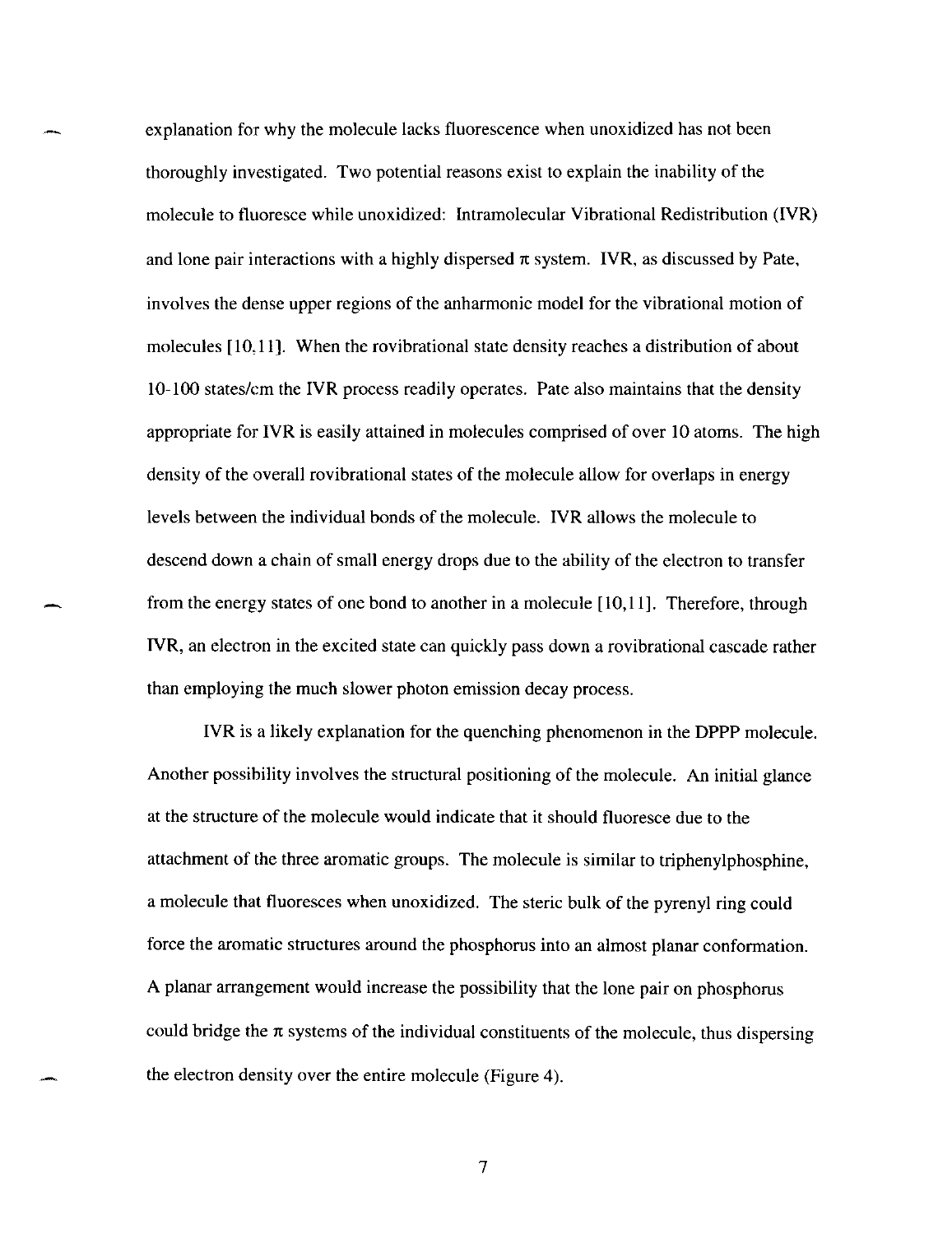explanation for why the molecule lacks fluorescence when unoxidized has not been thoroughly investigated. Two potential reasons exist to explain the inability of the molecule to fluoresce while unoxidized: Intramolecular Vibrational Redistribution (IVR) and lone pair interactions with a highly dispersed $\pi$ system. IVR, as discussed by Pate, involves the dense upper regions of the anharmonic model for the vibrational motion of molecules [10,11]. When the rovibrational state density reaches a distribution of about 10-100 states/cm the IVR process readily operates. Pate also maintains that the density appropriate for IVR is easily attained in molecules comprised of over 10 atoms. The high density of the overall rovibrational states of the molecule allow for overlaps in energy levels between the individual bonds of the molecule. IVR allows the molecule to descend down a chain of small energy drops due to the ability of the electron to transfer from the energy states of one bond to another in a molecule [10,11]. Therefore, through IVR, an electron in the excited state can quickly pass down a rovibrational cascade rather than employing the much slower photon emission decay process.

IVR is a likely explanation for the quenching phenomenon in the DPPP molecule. Another possibility involves the structural positioning of the molecule. An initial glance at the structure of the molecule would indicate that it should fluoresce due to the attachment of the three aromatic groups. The molecule is similar to triphenylphosphine, a molecule that fluoresces when unoxidized. The steric bulk of the pyrenyl ring could force the aromatic structures around the phosphorus into an almost planar conformation. A planar arrangement would increase the possibility that the lone pair on phosphorus could bridge the $\pi$ systems of the individual constituents of the molecule, thus dispersing the electron density over the entire molecule (Figure 4).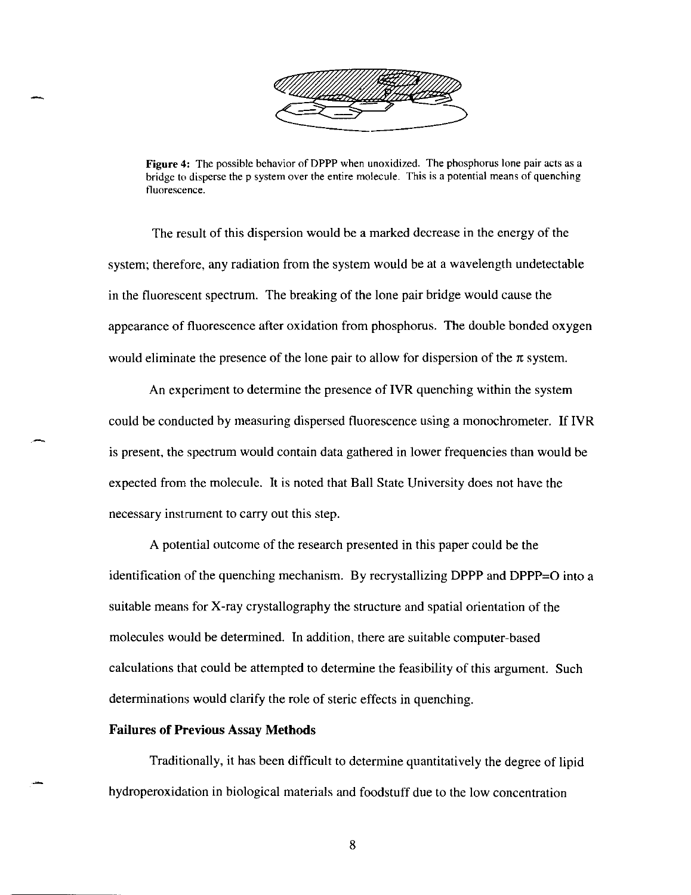**Figure 4:** The possible behavior of DPPP when unoxidized. The phosphorus lone pair acts as a bridge to disperse the p system over the entire molecule. This is a potential means of quenching fluorescence.

The result of this dispersion would be a marked decrease in the energy of the system; therefore, any radiation from the system would be at a wavelength undetectable in the fluorescent spectrum. The breaking of the lone pair bridge would cause the appearance of fluorescence after oxidation from phosphorus. The double bonded oxygen would eliminate the presence of the lone pair to allow for dispersion of the π system.

An experiment to determine the presence of IVR quenching within the system could be conducted by measuring dispersed fluorescence using a monochrometer. If IVR is present, the spectrum would contain data gathered in lower frequencies than would be expected from the molecule. It is noted that Ball State University does not have the necessary instrument to carry out this step.

A potential outcome of the research presented in this paper could be the identification of the quenching mechanism. By recrystallizing DPPP and DPPP=O into a suitable means for X-ray crystallography the structure and spatial orientation of the molecules would be determined. In addition, there are suitable computer-based calculations that could be attempted to determine the feasibility of this argument. Such determinations would clarify the role of steric effects in quenching.

### Failures of Previous Assay Methods

Traditionally, it has been difficult to determine quantitatively the degree of lipid hydroperoxidation in biological materials and foodstuff due to the low concentration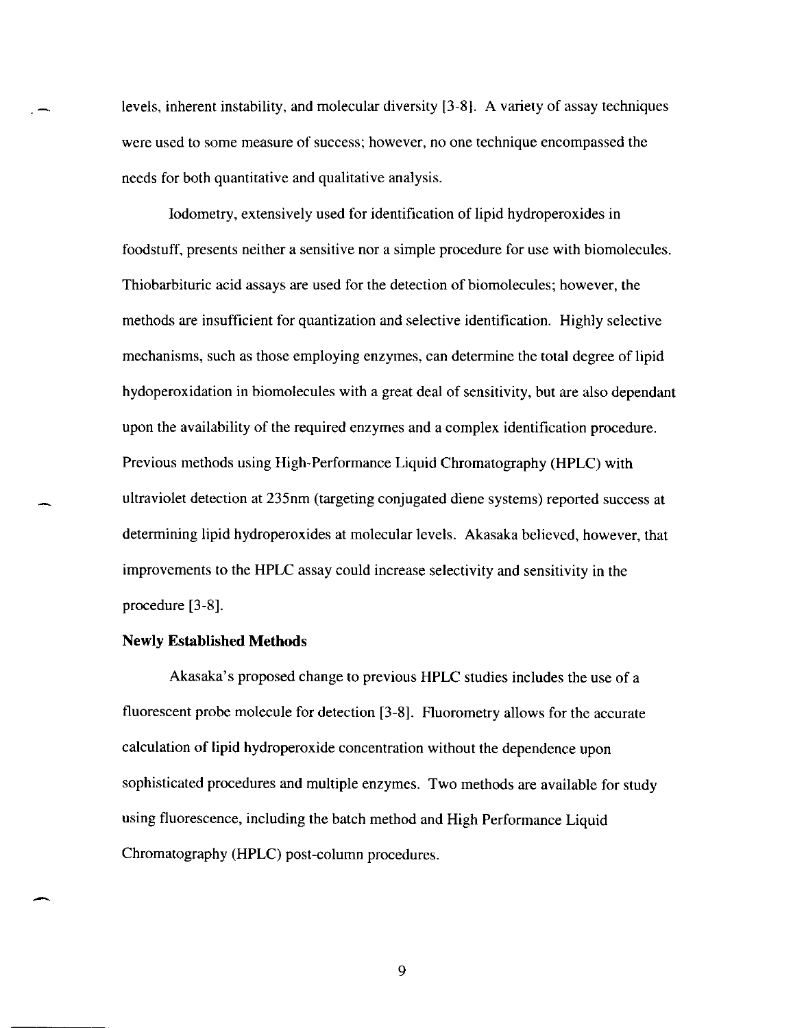levels, inherent instability, and molecular diversity [3-8]. A variety of assay techniques were used to some measure of success; however, no one technique encompassed the needs for both quantitative and qualitative analysis.

Iodometry, extensively used for identification of lipid hydroperoxides in foodstuff, presents neither a sensitive nor a simple procedure for use with biomolecules. Thiobarbituric acid assays are used for the detection of biomolecules; however, the methods are insufficient for quantization and selective identification. Highly selective mechanisms, such as those employing enzymes, can determine the total degree of lipid hydoperoxidation in biomolecules with a great deal of sensitivity, but are also dependant upon the availability of the required enzymes and a complex identification procedure. Previous methods using High-Performance Liquid Chromatography (HPLC) with ultraviolet detection at 235nm (targeting conjugated diene systems) reported success at determining lipid hydroperoxides at molecular levels. Akasaka believed, however, that improvements to the HPLC assay could increase selectivity and sensitivity in the procedure [3-8].

**Newly Established Methods**

Akasaka's proposed change to previous HPLC studies includes the use of a fluorescent probe molecule for detection [3-8]. Fluorometry allows for the accurate calculation of lipid hydroperoxide concentration without the dependence upon sophisticated procedures and multiple enzymes. Two methods are available for study using fluorescence, including the batch method and High Performance Liquid Chromatography (HPLC) post-column procedures.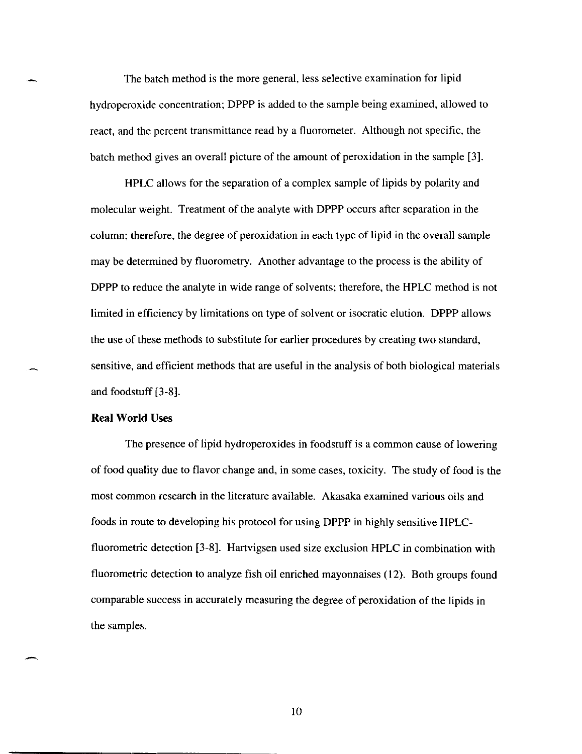The batch method is the more general, less selective examination for lipid hydroperoxide concentration; DPPP is added to the sample being examined, allowed to react, and the percent transmittance read by a fluorometer. Although not specific, the batch method gives an overall picture of the amount of peroxidation in the sample [3].

HPLC allows for the separation of a complex sample of lipids by polarity and molecular weight. Treatment of the analyte with DPPP occurs after separation in the column; therefore, the degree of peroxidation in each type of lipid in the overall sample may be determined by fluorometry. Another advantage to the process is the ability of DPPP to reduce the analyte in wide range of solvents; therefore, the HPLC method is not limited in efficiency by limitations on type of solvent or isocratic elution. DPPP allows the use of these methods to substitute for earlier procedures by creating two standard, sensitive, and efficient methods that are useful in the analysis of both biological materials and foodstuff [3-8].

**Real World Uses**

The presence of lipid hydroperoxides in foodstuff is a common cause of lowering of food quality due to flavor change and, in some cases, toxicity. The study of food is the most common research in the literature available. Akasaka examined various oils and foods in route to developing his protocol for using DPPP in highly sensitive HPLC-fluorometric detection [3-8]. Hartvigsen used size exclusion HPLC in combination with fluorometric detection to analyze fish oil enriched mayonnaises (12). Both groups found comparable success in accurately measuring the degree of peroxidation of the lipids in the samples.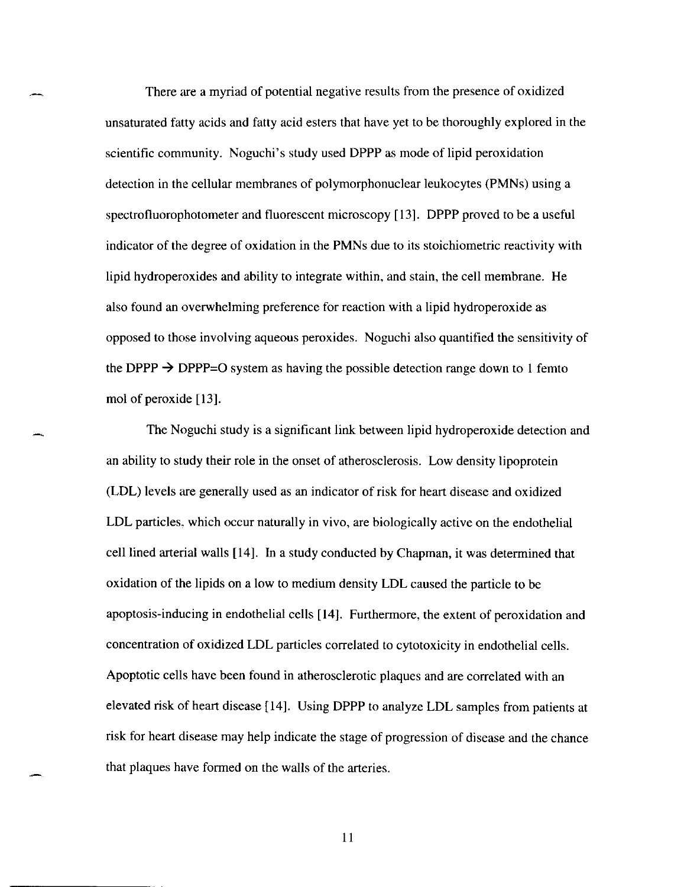There are a myriad of potential negative results from the presence of oxidized unsaturated fatty acids and fatty acid esters that have yet to be thoroughly explored in the scientific community. Noguchi's study used DPPP as mode of lipid peroxidation detection in the cellular membranes of polymorphonuclear leukocytes (PMNs) using a spectrofluorophotometer and fluorescent microscopy [13]. DPPP proved to be a useful indicator of the degree of oxidation in the PMNs due to its stoichiometric reactivity with lipid hydroperoxides and ability to integrate within, and stain, the cell membrane. He also found an overwhelming preference for reaction with a lipid hydroperoxide as opposed to those involving aqueous peroxides. Noguchi also quantified the sensitivity of the DPPP $\rightarrow$ DPPP=O system as having the possible detection range down to 1 femto mol of peroxide [13].

The Noguchi study is a significant link between lipid hydroperoxide detection and an ability to study their role in the onset of atherosclerosis. Low density lipoprotein (LDL) levels are generally used as an indicator of risk for heart disease and oxidized LDL particles, which occur naturally in vivo, are biologically active on the endothelial cell lined arterial walls [14]. In a study conducted by Chapman, it was determined that oxidation of the lipids on a low to medium density LDL caused the particle to be apoptosis-inducing in endothelial cells [14]. Furthermore, the extent of peroxidation and concentration of oxidized LDL particles correlated to cytotoxicity in endothelial cells. Apoptotic cells have been found in atherosclerotic plaques and are correlated with an elevated risk of heart disease [14]. Using DPPP to analyze LDL samples from patients at risk for heart disease may help indicate the stage of progression of disease and the chance that plaques have formed on the walls of the arteries.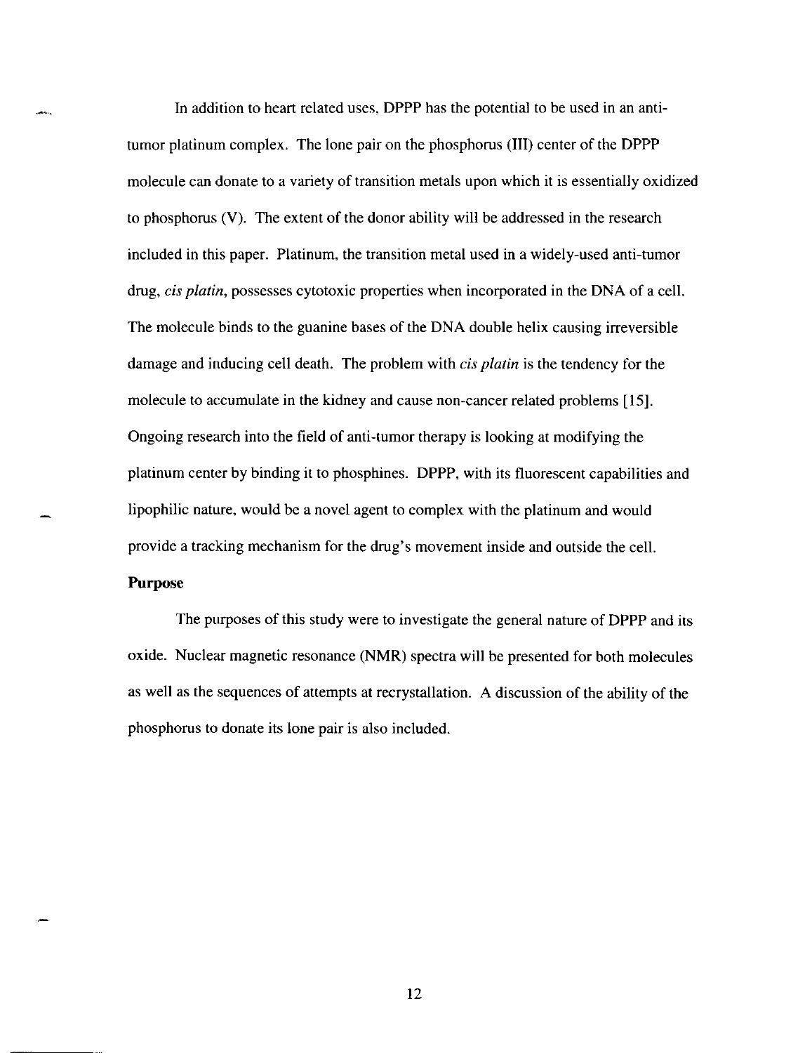In addition to heart related uses, DPPP has the potential to be used in an anti-tumor platinum complex. The lone pair on the phosphorus (III) center of the DPPP molecule can donate to a variety of transition metals upon which it is essentially oxidized to phosphorus (V). The extent of the donor ability will be addressed in the research included in this paper. Platinum, the transition metal used in a widely-used anti-tumor drug, *cis platin*, possesses cytotoxic properties when incorporated in the DNA of a cell. The molecule binds to the guanine bases of the DNA double helix causing irreversible damage and inducing cell death. The problem with *cis platin* is the tendency for the molecule to accumulate in the kidney and cause non-cancer related problems [15]. Ongoing research into the field of anti-tumor therapy is looking at modifying the platinum center by binding it to phosphines. DPPP, with its fluorescent capabilities and lipophilic nature, would be a novel agent to complex with the platinum and would provide a tracking mechanism for the drug's movement inside and outside the cell.

**Purpose**

The purposes of this study were to investigate the general nature of DPPP and its oxide. Nuclear magnetic resonance (NMR) spectra will be presented for both molecules as well as the sequences of attempts at recrystallation. A discussion of the ability of the phosphorus to donate its lone pair is also included.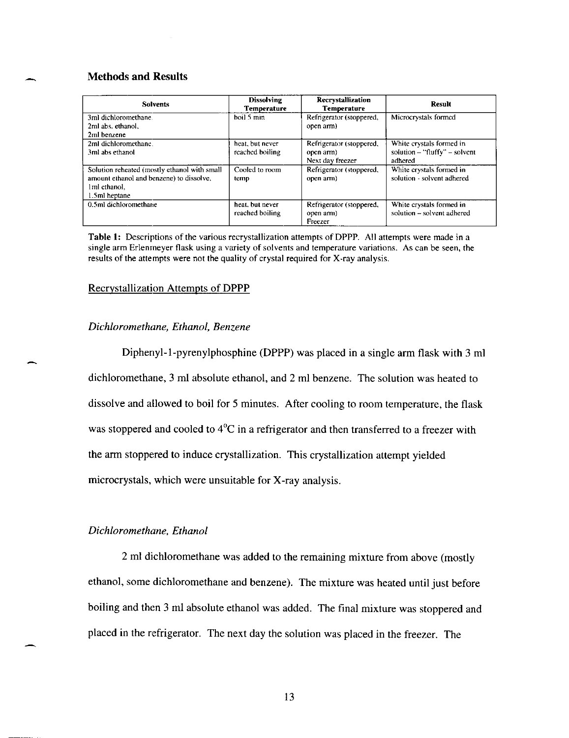## Methods and Results

| Solvents | Dissolving Temperature | Recrystallization Temperature | Result |
|---|---|---|---|
| 3ml dichloromethane.<br>2ml abs. ethanol,<br>2ml benzene | boil 5 min | Refrigerator (stoppered, open arm) | Microcrystals formed |
| 2ml dichloromethane.<br>3ml abs ethanol | heat, but never reached boiling | Refrigerator (stoppered, open arm)<br>Next day freezer | White crystals formed in solution – "fluffy" – solvent adhered |
| Solution reheated (mostly ethanol with small amount ethanol and benzene) to dissolve,<br>1ml ethanol,<br>1.5ml heptane | Cooled to room temp | Refrigerator (stoppered, open arm) | White crystals formed in solution - solvent adhered |
| 0.5ml dichloromethane | heat, but never reached boiling | Refrigerator (stoppered, open arm)<br>Freezer | White crystals formed in solution – solvent adhered |

**Table 1:** Descriptions of the various recrystallization attempts of DPPP. All attempts were made in a single arm Erlenmeyer flask using a variety of solvents and temperature variations. As can be seen, the results of the attempts were not the quality of crystal required for X-ray analysis.

Recrystallization Attempts of DPPP

*Dichloromethane, Ethanol, Benzene*

Diphenyl-1-pyrenylphosphine (DPPP) was placed in a single arm flask with 3 ml dichloromethane, 3 ml absolute ethanol, and 2 ml benzene. The solution was heated to dissolve and allowed to boil for 5 minutes. After cooling to room temperature, the flask was stoppered and cooled to 4°C in a refrigerator and then transferred to a freezer with the arm stoppered to induce crystallization. This crystallization attempt yielded microcrystals, which were unsuitable for X-ray analysis.

*Dichloromethane, Ethanol*

2 ml dichloromethane was added to the remaining mixture from above (mostly ethanol, some dichloromethane and benzene). The mixture was heated until just before boiling and then 3 ml absolute ethanol was added. The final mixture was stoppered and placed in the refrigerator. The next day the solution was placed in the freezer. The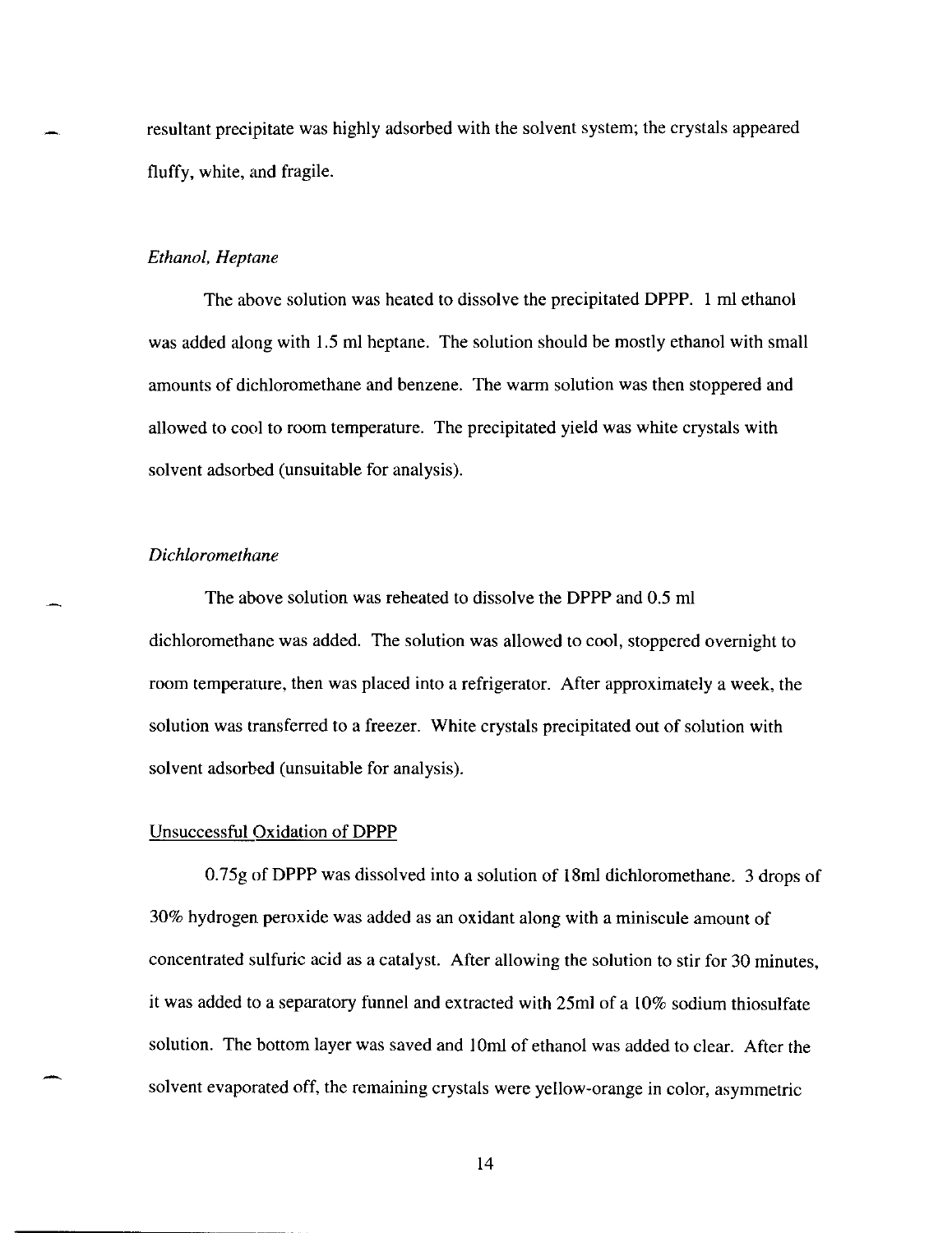resultant precipitate was highly adsorbed with the solvent system; the crystals appeared fluffy, white, and fragile.

### *Ethanol, Heptane*

The above solution was heated to dissolve the precipitated DPPP. 1 ml ethanol was added along with 1.5 ml heptane. The solution should be mostly ethanol with small amounts of dichloromethane and benzene. The warm solution was then stoppered and allowed to cool to room temperature. The precipitated yield was white crystals with solvent adsorbed (unsuitable for analysis).

### *Dichloromethane*

The above solution was reheated to dissolve the DPPP and 0.5 ml dichloromethane was added. The solution was allowed to cool, stoppered overnight to room temperature, then was placed into a refrigerator. After approximately a week, the solution was transferred to a freezer. White crystals precipitated out of solution with solvent adsorbed (unsuitable for analysis).

## Unsuccessful Oxidation of DPPP

0.75g of DPPP was dissolved into a solution of 18ml dichloromethane. 3 drops of 30% hydrogen peroxide was added as an oxidant along with a miniscule amount of concentrated sulfuric acid as a catalyst. After allowing the solution to stir for 30 minutes, it was added to a separatory funnel and extracted with 25ml of a 10% sodium thiosulfate solution. The bottom layer was saved and 10ml of ethanol was added to clear. After the solvent evaporated off, the remaining crystals were yellow-orange in color, asymmetric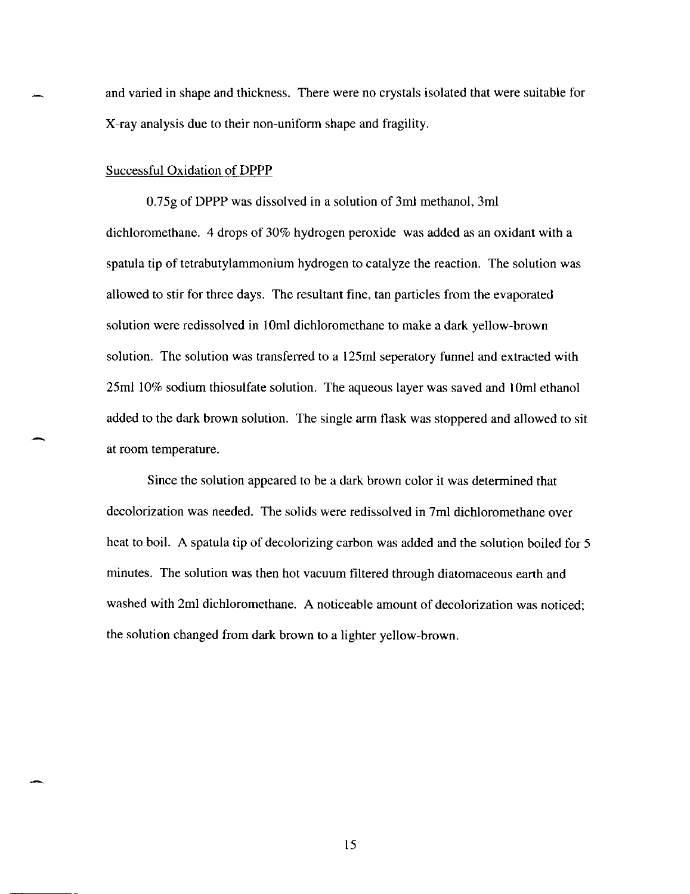and varied in shape and thickness. There were no crystals isolated that were suitable for X-ray analysis due to their non-uniform shape and fragility.

Successful Oxidation of DPPP

0.75g of DPPP was dissolved in a solution of 3ml methanol, 3ml dichloromethane. 4 drops of 30% hydrogen peroxide was added as an oxidant with a spatula tip of tetrabutylammonium hydrogen to catalyze the reaction. The solution was allowed to stir for three days. The resultant fine, tan particles from the evaporated solution were redissolved in 10ml dichloromethane to make a dark yellow-brown solution. The solution was transferred to a 125ml seperatory funnel and extracted with 25ml 10% sodium thiosulfate solution. The aqueous layer was saved and 10ml ethanol added to the dark brown solution. The single arm flask was stoppered and allowed to sit at room temperature.

Since the solution appeared to be a dark brown color it was determined that decolorization was needed. The solids were redissolved in 7ml dichloromethane over heat to boil. A spatula tip of decolorizing carbon was added and the solution boiled for 5 minutes. The solution was then hot vacuum filtered through diatomaceous earth and washed with 2ml dichloromethane. A noticeable amount of decolorization was noticed; the solution changed from dark brown to a lighter yellow-brown.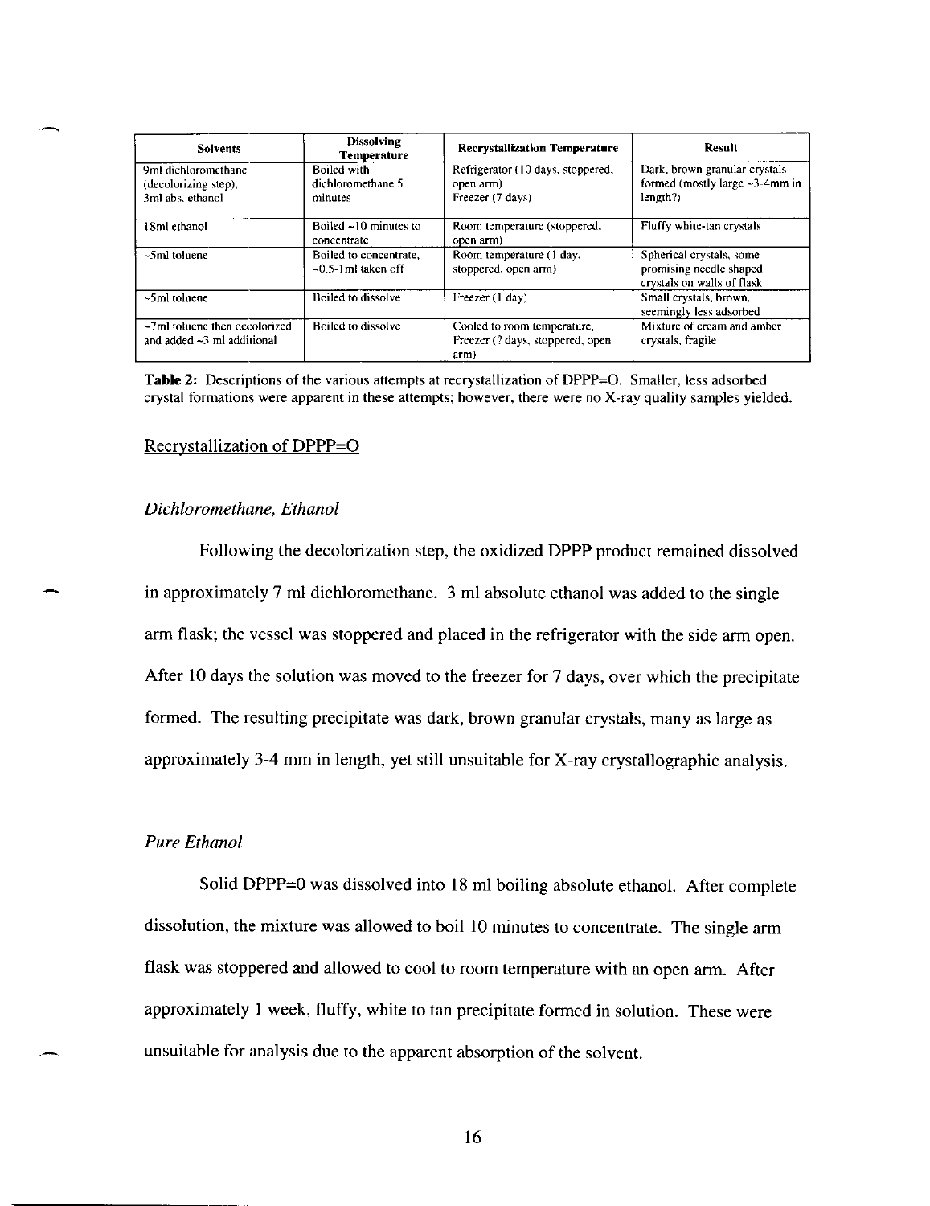| Solvents | Dissolving Temperature | Recrystallization Temperature | Result |
|---|---|---|---|
| 9ml dichloromethane (decolorizing step), 3ml abs. ethanol | Boiled with dichloromethane 5 minutes | Refrigerator (10 days, stoppered, open arm) Freezer (7 days) | Dark, brown granular crystals formed (mostly large ~3-4mm in length?) |
| 18ml ethanol | Boiled ~10 minutes to concentrate | Room temperature (stoppered, open arm) | Fluffy white-tan crystals |
| ~5ml toluene | Boiled to concentrate, ~0.5-1ml taken off | Room temperature (1 day, stoppered, open arm) | Spherical crystals, some promising needle shaped crystals on walls of flask |
| ~5ml toluene | Boiled to dissolve | Freezer (1 day) | Small crystals, brown, seemingly less adsorbed |
| ~7ml toluene then decolorized and added ~3 ml additional | Boiled to dissolve | Cooled to room temperature, Freezer (? days, stoppered, open arm) | Mixture of cream and amber crystals, fragile |

**Table 2:** Descriptions of the various attempts at recrystallization of DPPP=O. Smaller, less adsorbed crystal formations were apparent in these attempts; however, there were no X-ray quality samples yielded.

## Recrystallization of DPPP=O

### *Dichloromethane, Ethanol*

Following the decolorization step, the oxidized DPPP product remained dissolved in approximately 7 ml dichloromethane. 3 ml absolute ethanol was added to the single arm flask; the vessel was stoppered and placed in the refrigerator with the side arm open. After 10 days the solution was moved to the freezer for 7 days, over which the precipitate formed. The resulting precipitate was dark, brown granular crystals, many as large as approximately 3-4 mm in length, yet still unsuitable for X-ray crystallographic analysis.

### *Pure Ethanol*

Solid DPPP=0 was dissolved into 18 ml boiling absolute ethanol. After complete dissolution, the mixture was allowed to boil 10 minutes to concentrate. The single arm flask was stoppered and allowed to cool to room temperature with an open arm. After approximately 1 week, fluffy, white to tan precipitate formed in solution. These were unsuitable for analysis due to the apparent absorption of the solvent.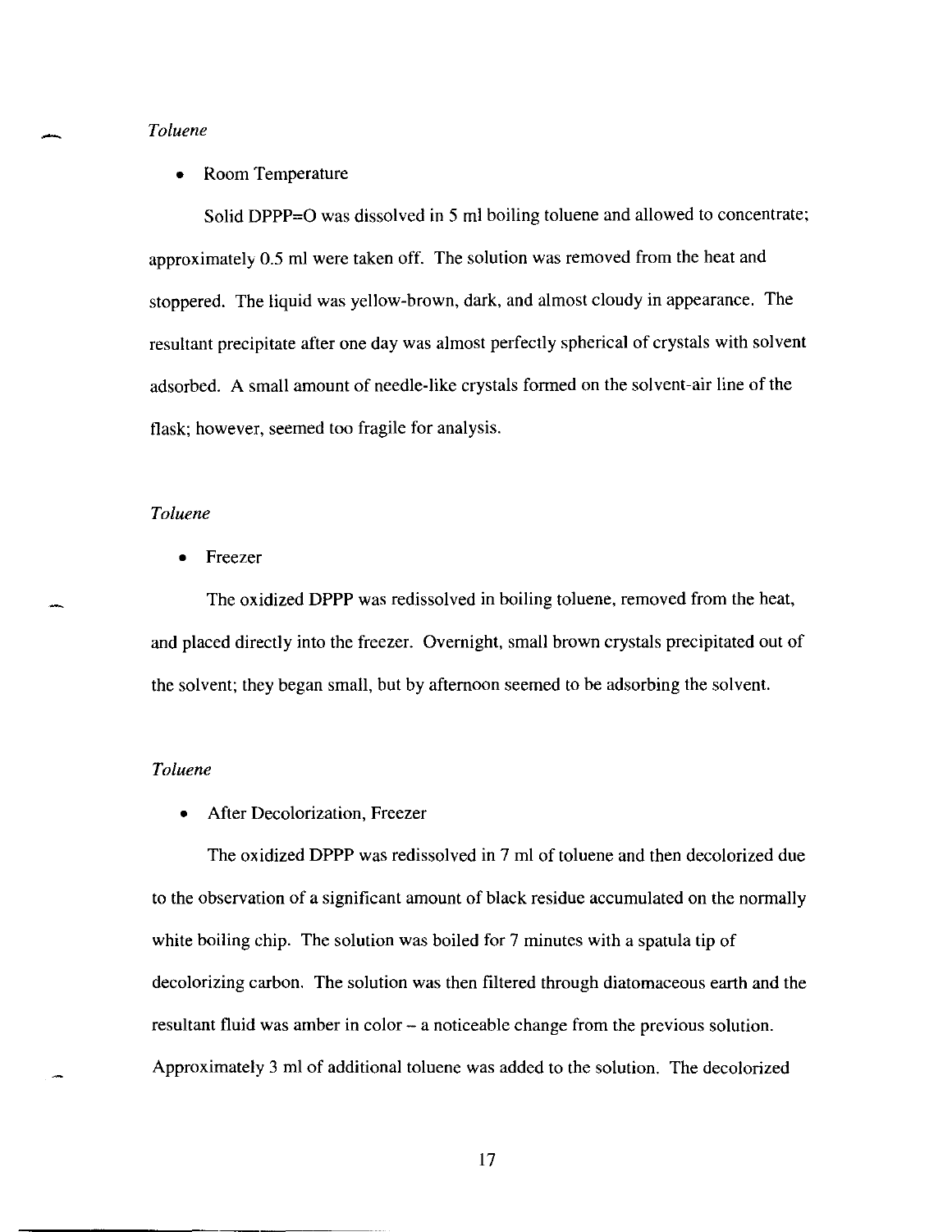*Toluene*

- Room Temperature

Solid DPPP=O was dissolved in 5 ml boiling toluene and allowed to concentrate; approximately 0.5 ml were taken off. The solution was removed from the heat and stoppered. The liquid was yellow-brown, dark, and almost cloudy in appearance. The resultant precipitate after one day was almost perfectly spherical of crystals with solvent adsorbed. A small amount of needle-like crystals formed on the solvent-air line of the flask; however, seemed too fragile for analysis.

*Toluene*

- Freezer

The oxidized DPPP was redissolved in boiling toluene, removed from the heat, and placed directly into the freezer. Overnight, small brown crystals precipitated out of the solvent; they began small, but by afternoon seemed to be adsorbing the solvent.

*Toluene*

- After Decolorization, Freezer

The oxidized DPPP was redissolved in 7 ml of toluene and then decolorized due to the observation of a significant amount of black residue accumulated on the normally white boiling chip. The solution was boiled for 7 minutes with a spatula tip of decolorizing carbon. The solution was then filtered through diatomaceous earth and the resultant fluid was amber in color – a noticeable change from the previous solution. Approximately 3 ml of additional toluene was added to the solution. The decolorized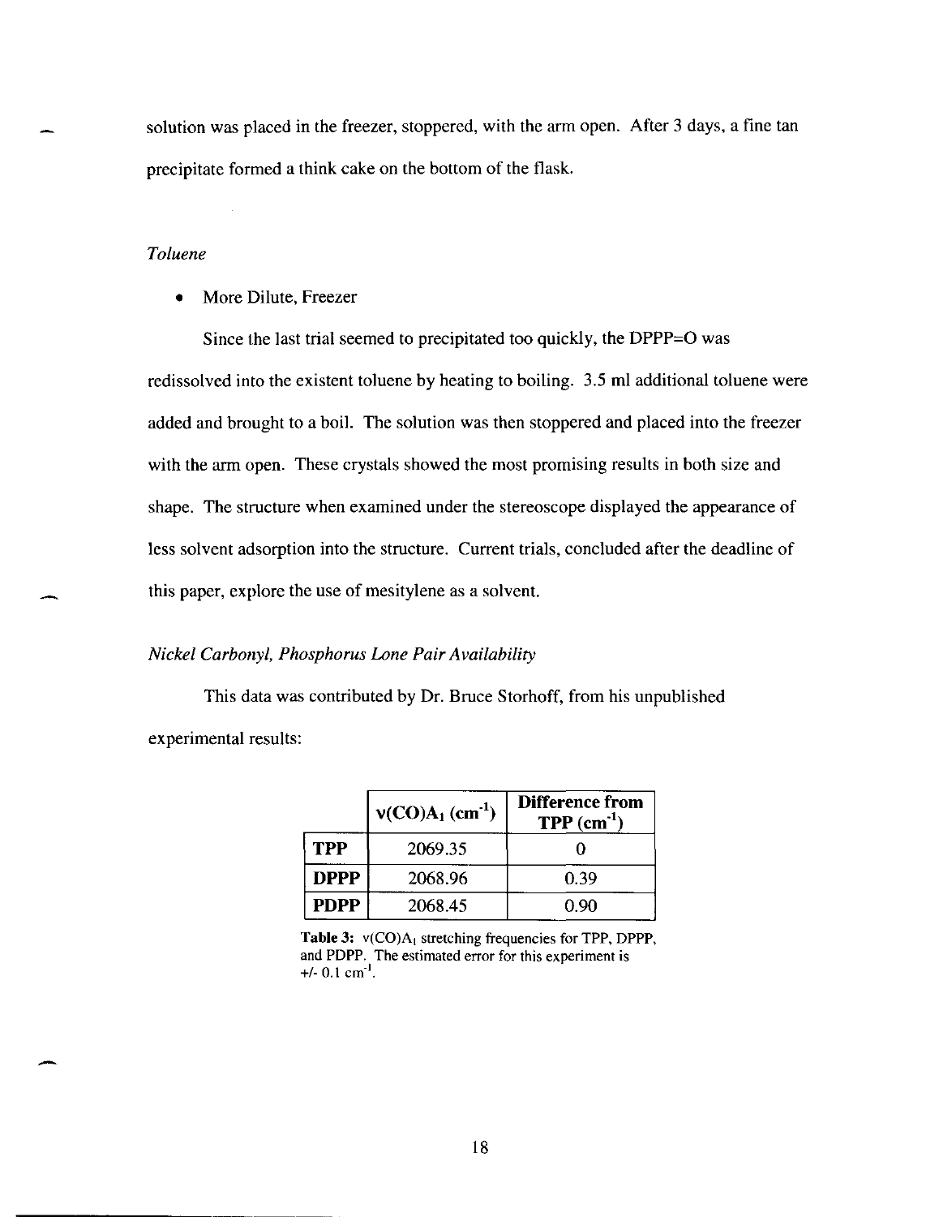solution was placed in the freezer, stoppered, with the arm open. After 3 days, a fine tan precipitate formed a think cake on the bottom of the flask.

*Toluene*

- More Dilute, Freezer

Since the last trial seemed to precipitated too quickly, the DPPP=O was redissolved into the existent toluene by heating to boiling. 3.5 ml additional toluene were added and brought to a boil. The solution was then stoppered and placed into the freezer with the arm open. These crystals showed the most promising results in both size and shape. The structure when examined under the stereoscope displayed the appearance of less solvent adsorption into the structure. Current trials, concluded after the deadline of this paper, explore the use of mesitylene as a solvent.

*Nickel Carbonyl, Phosphorus Lone Pair Availability*

This data was contributed by Dr. Bruce Storhoff, from his unpublished experimental results:

| | **ν(CO)$A_1$ ($cm^{-1}$)** | **Difference from TPP ($cm^{-1}$)** |
|---|---|---|
| **TPP** | 2069.35 | 0 |
| **DPPP** | 2068.96 | 0.39 |
| **PDPP** | 2068.45 | 0.90 |

**Table 3:** ν(CO)$A_1$ stretching frequencies for TPP, DPPP, and PDPP. The estimated error for this experiment is +/- 0.1 $cm^{-1}$.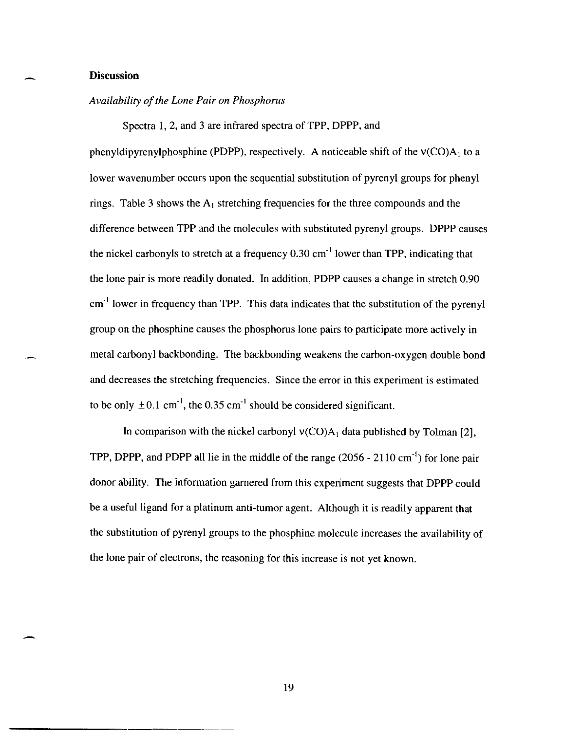## Discussion

*Availability of the Lone Pair on Phosphorus*

Spectra 1, 2, and 3 are infrared spectra of TPP, DPPP, and phenyldipyrenylphosphine (PDPP), respectively. A noticeable shift of the $\nu(CO)A_1$ to a lower wavenumber occurs upon the sequential substitution of pyrenyl groups for phenyl rings. Table 3 shows the $A_1$ stretching frequencies for the three compounds and the difference between TPP and the molecules with substituted pyrenyl groups. DPPP causes the nickel carbonyls to stretch at a frequency 0.30 $cm^{-1}$ lower than TPP, indicating that the lone pair is more readily donated. In addition, PDPP causes a change in stretch 0.90 $cm^{-1}$ lower in frequency than TPP. This data indicates that the substitution of the pyrenyl group on the phosphine causes the phosphorus lone pairs to participate more actively in metal carbonyl backbonding. The backbonding weakens the carbon-oxygen double bond and decreases the stretching frequencies. Since the error in this experiment is estimated to be only $\pm 0.1$ $cm^{-1}$, the 0.35 $cm^{-1}$ should be considered significant.

In comparison with the nickel carbonyl $\nu(CO)A_1$ data published by Tolman [2], TPP, DPPP, and PDPP all lie in the middle of the range (2056 - 2110 $cm^{-1}$) for lone pair donor ability. The information garnered from this experiment suggests that DPPP could be a useful ligand for a platinum anti-tumor agent. Although it is readily apparent that the substitution of pyrenyl groups to the phosphine molecule increases the availability of the lone pair of electrons, the reasoning for this increase is not yet known.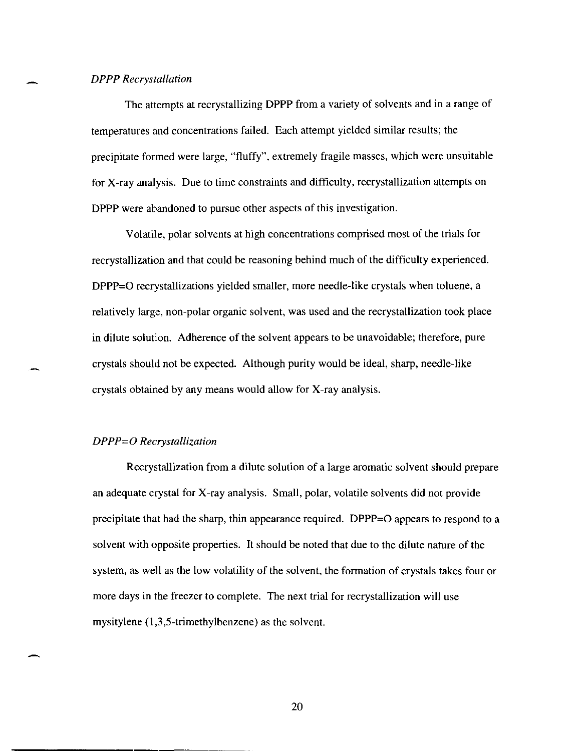*DPPP Recrystallation*

The attempts at recrystallizing DPPP from a variety of solvents and in a range of temperatures and concentrations failed. Each attempt yielded similar results; the precipitate formed were large, "fluffy", extremely fragile masses, which were unsuitable for X-ray analysis. Due to time constraints and difficulty, recrystallization attempts on DPPP were abandoned to pursue other aspects of this investigation.

Volatile, polar solvents at high concentrations comprised most of the trials for recrystallization and that could be reasoning behind much of the difficulty experienced. DPPP=O recrystallizations yielded smaller, more needle-like crystals when toluene, a relatively large, non-polar organic solvent, was used and the recrystallization took place in dilute solution. Adherence of the solvent appears to be unavoidable; therefore, pure crystals should not be expected. Although purity would be ideal, sharp, needle-like crystals obtained by any means would allow for X-ray analysis.

*DPPP=O Recrystallization*

Recrystallization from a dilute solution of a large aromatic solvent should prepare an adequate crystal for X-ray analysis. Small, polar, volatile solvents did not provide precipitate that had the sharp, thin appearance required. DPPP=O appears to respond to a solvent with opposite properties. It should be noted that due to the dilute nature of the system, as well as the low volatility of the solvent, the formation of crystals takes four or more days in the freezer to complete. The next trial for recrystallization will use mysitylene (1,3,5-trimethylbenzene) as the solvent.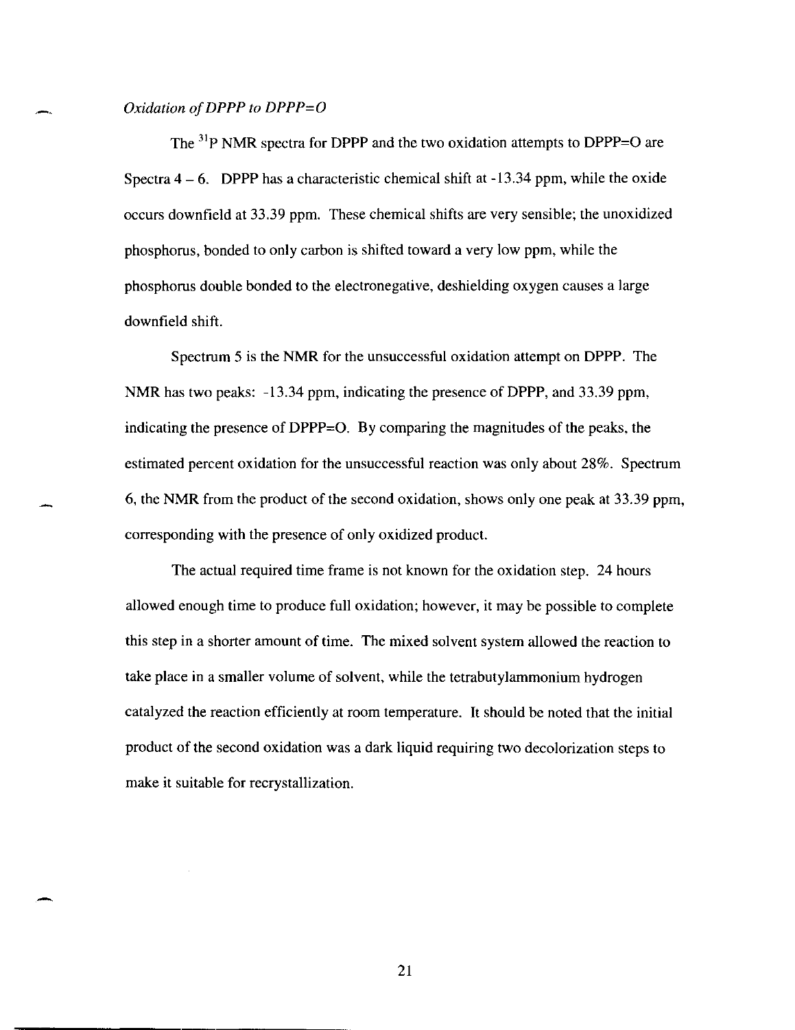*Oxidation of DPPP to DPPP=O*

The $^{31}P$ NMR spectra for DPPP and the two oxidation attempts to DPPP=O are Spectra 4 – 6. DPPP has a characteristic chemical shift at -13.34 ppm, while the oxide occurs downfield at 33.39 ppm. These chemical shifts are very sensible; the unoxidized phosphorus, bonded to only carbon is shifted toward a very low ppm, while the phosphorus double bonded to the electronegative, deshielding oxygen causes a large downfield shift.

Spectrum 5 is the NMR for the unsuccessful oxidation attempt on DPPP. The NMR has two peaks: -13.34 ppm, indicating the presence of DPPP, and 33.39 ppm, indicating the presence of DPPP=O. By comparing the magnitudes of the peaks, the estimated percent oxidation for the unsuccessful reaction was only about 28%. Spectrum 6, the NMR from the product of the second oxidation, shows only one peak at 33.39 ppm, corresponding with the presence of only oxidized product.

The actual required time frame is not known for the oxidation step. 24 hours allowed enough time to produce full oxidation; however, it may be possible to complete this step in a shorter amount of time. The mixed solvent system allowed the reaction to take place in a smaller volume of solvent, while the tetrabutylammonium hydrogen catalyzed the reaction efficiently at room temperature. It should be noted that the initial product of the second oxidation was a dark liquid requiring two decolorization steps to make it suitable for recrystallization.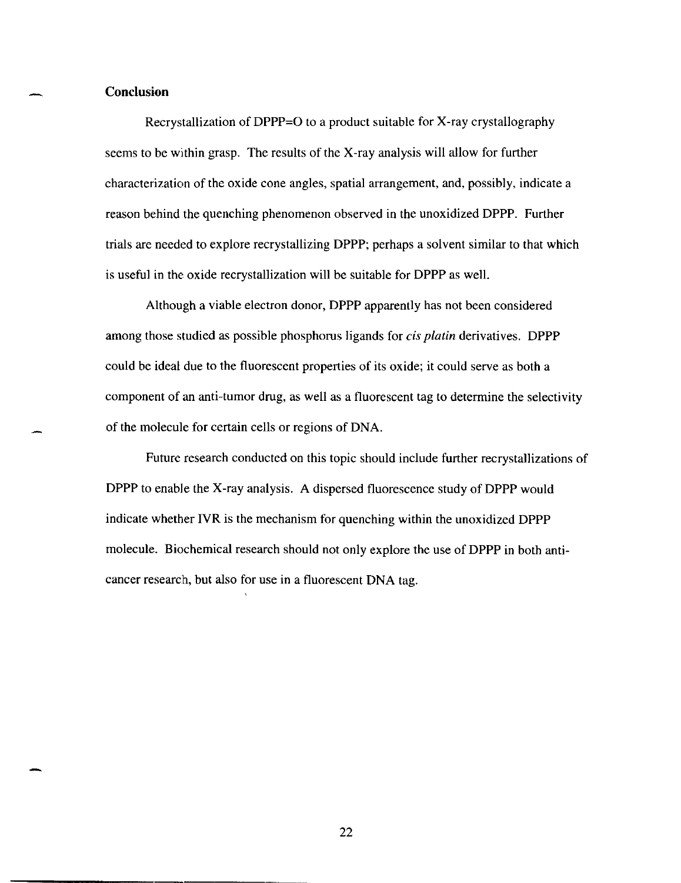## Conclusion

Recrystallization of DPPP=O to a product suitable for X-ray crystallography seems to be within grasp. The results of the X-ray analysis will allow for further characterization of the oxide cone angles, spatial arrangement, and, possibly, indicate a reason behind the quenching phenomenon observed in the unoxidized DPPP. Further trials are needed to explore recrystallizing DPPP; perhaps a solvent similar to that which is useful in the oxide recrystallization will be suitable for DPPP as well.

Although a viable electron donor, DPPP apparently has not been considered among those studied as possible phosphorus ligands for *cis platin* derivatives. DPPP could be ideal due to the fluorescent properties of its oxide; it could serve as both a component of an anti-tumor drug, as well as a fluorescent tag to determine the selectivity of the molecule for certain cells or regions of DNA.

Future research conducted on this topic should include further recrystallizations of DPPP to enable the X-ray analysis. A dispersed fluorescence study of DPPP would indicate whether IVR is the mechanism for quenching within the unoxidized DPPP molecule. Biochemical research should not only explore the use of DPPP in both anti-cancer research, but also for use in a fluorescent DNA tag.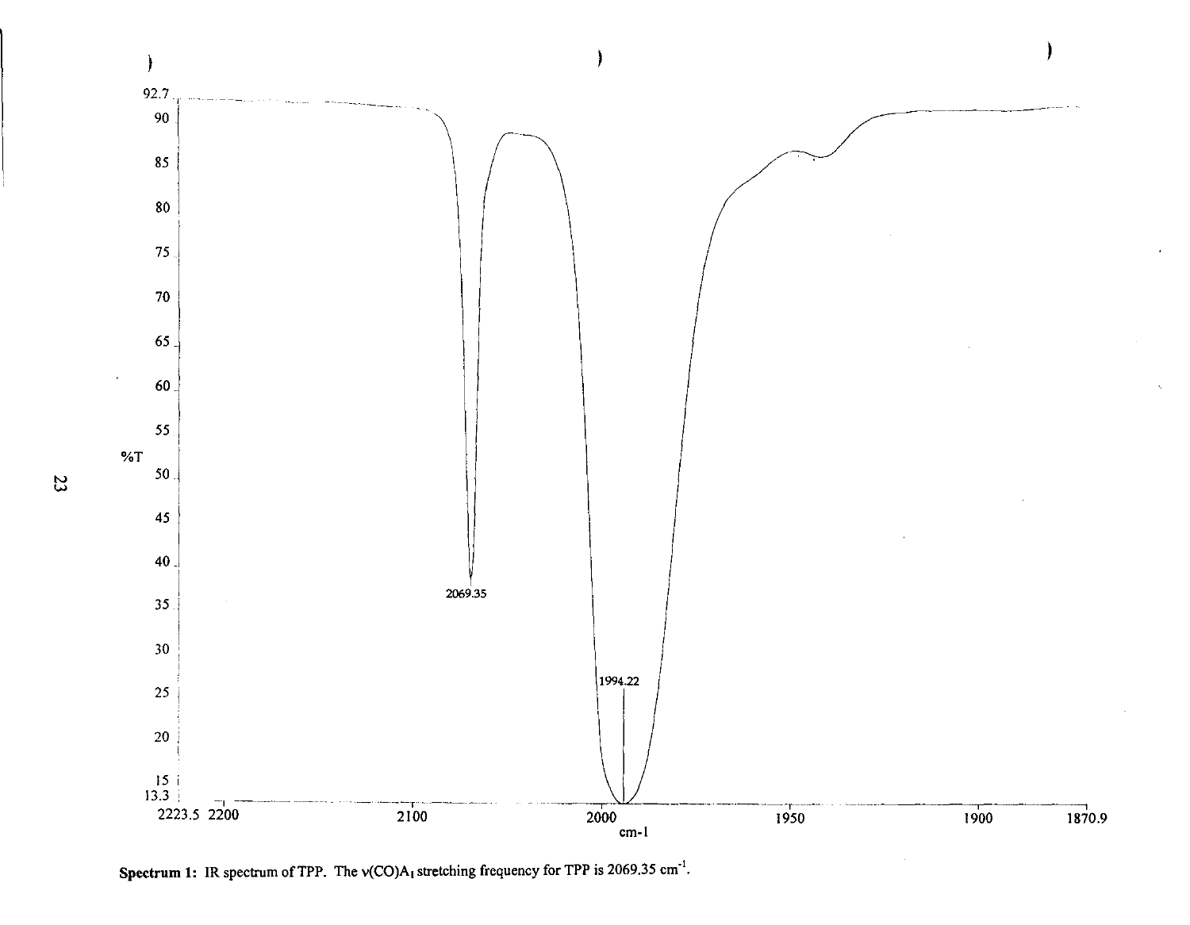**Spectrum 1:** IR spectrum of TPP. The $\nu(CO)A_1$ stretching frequency for TPP is 2069.35 $cm^{-1}$.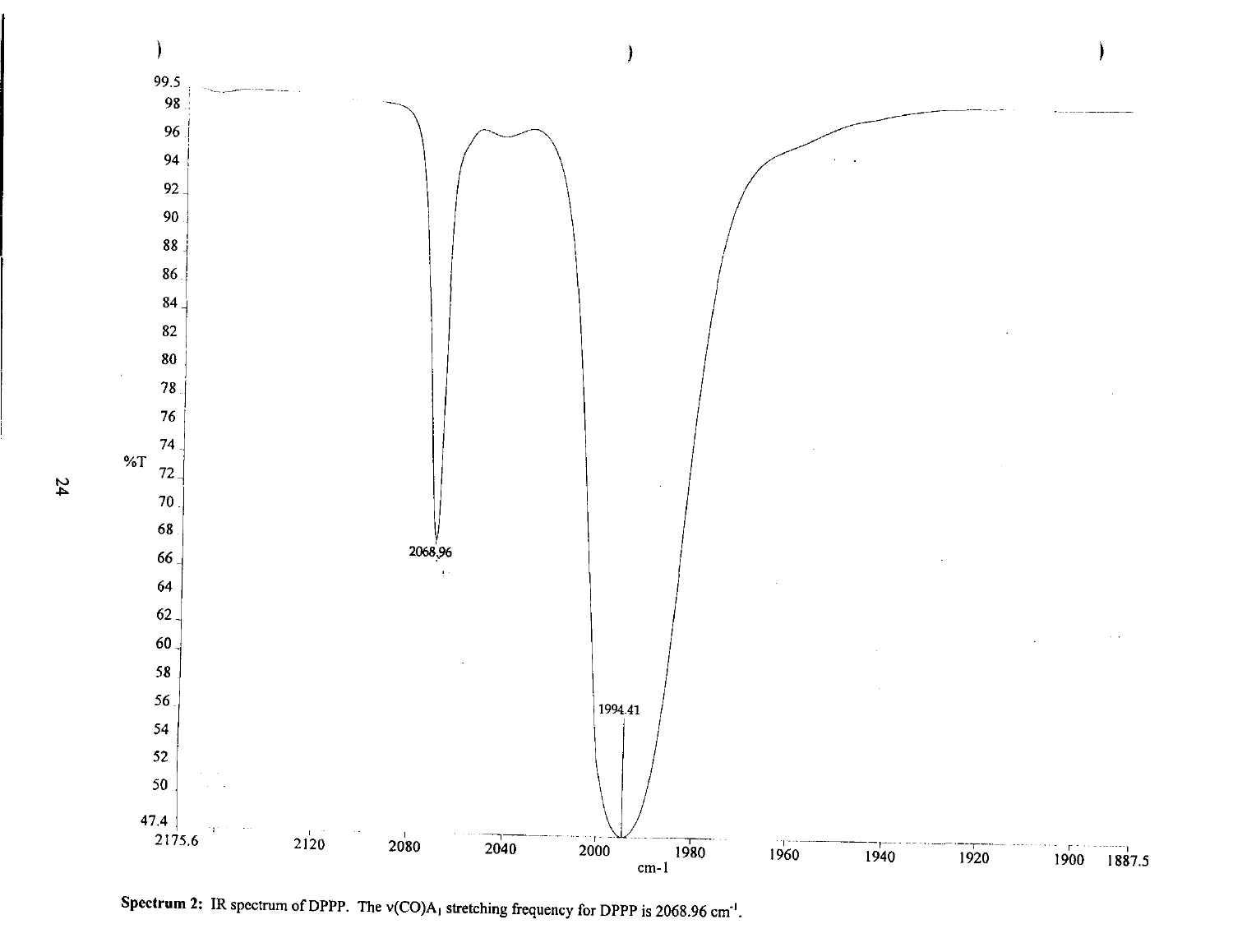**Spectrum 2:** IR spectrum of DPPP. The $\nu(CO)A_1$ stretching frequency for DPPP is 2068.96 $cm^{-1}$.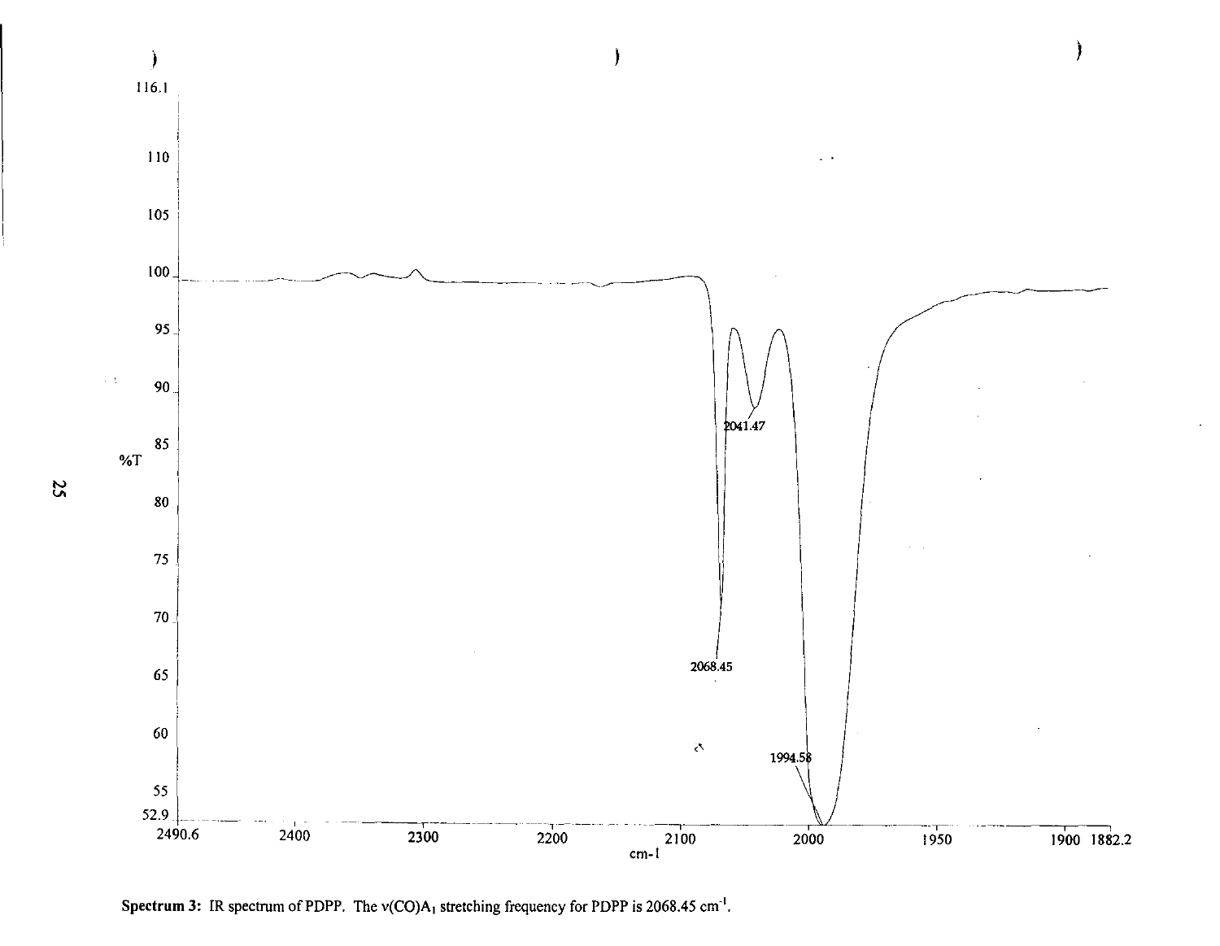**Spectrum 3:** IR spectrum of PDPP. The $\nu(CO)A_1$ stretching frequency for PDPP is 2068.45 $cm^{-1}$.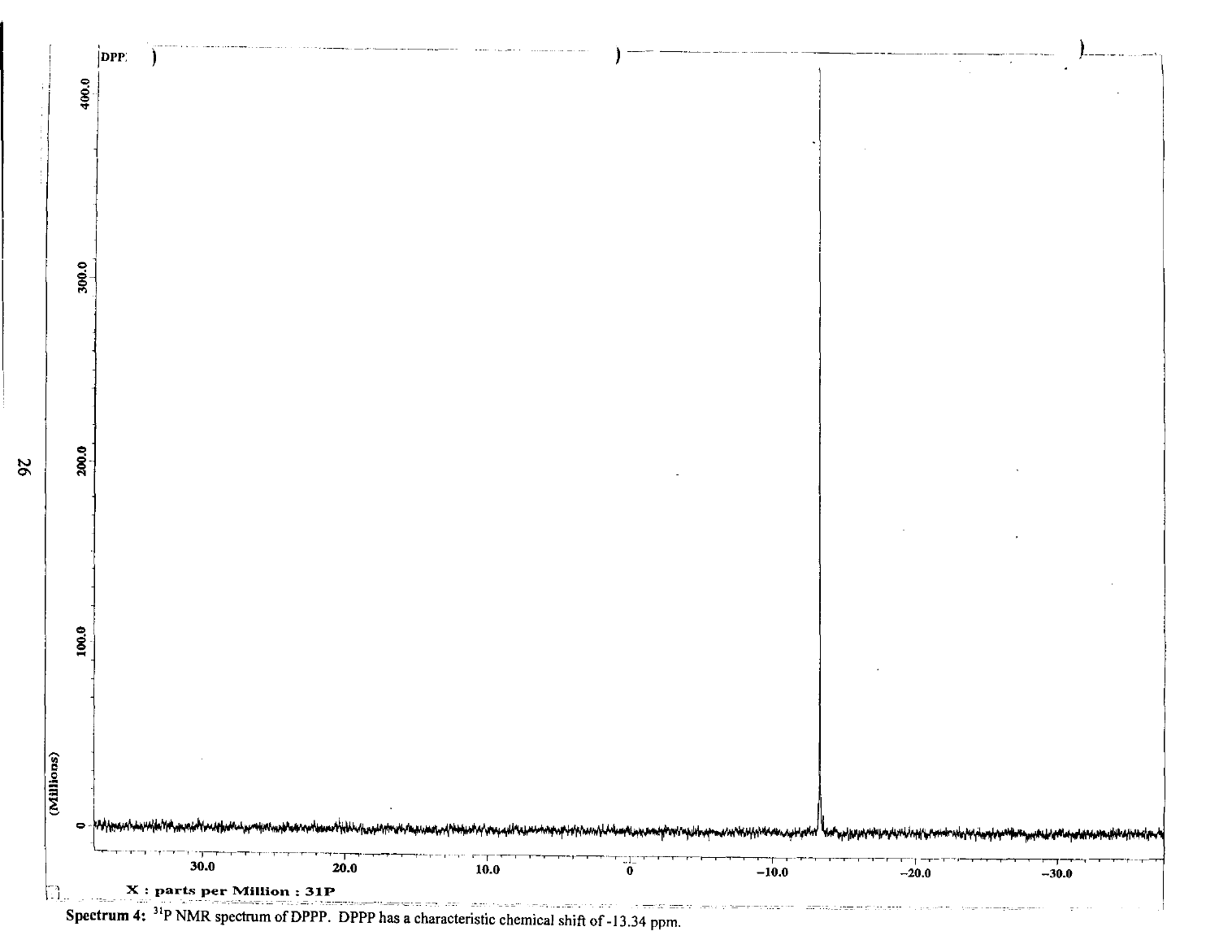Spectrum 4: $^{31}P$ NMR spectrum of DPPP. DPPP has a characteristic chemical shift of -13.34 ppm.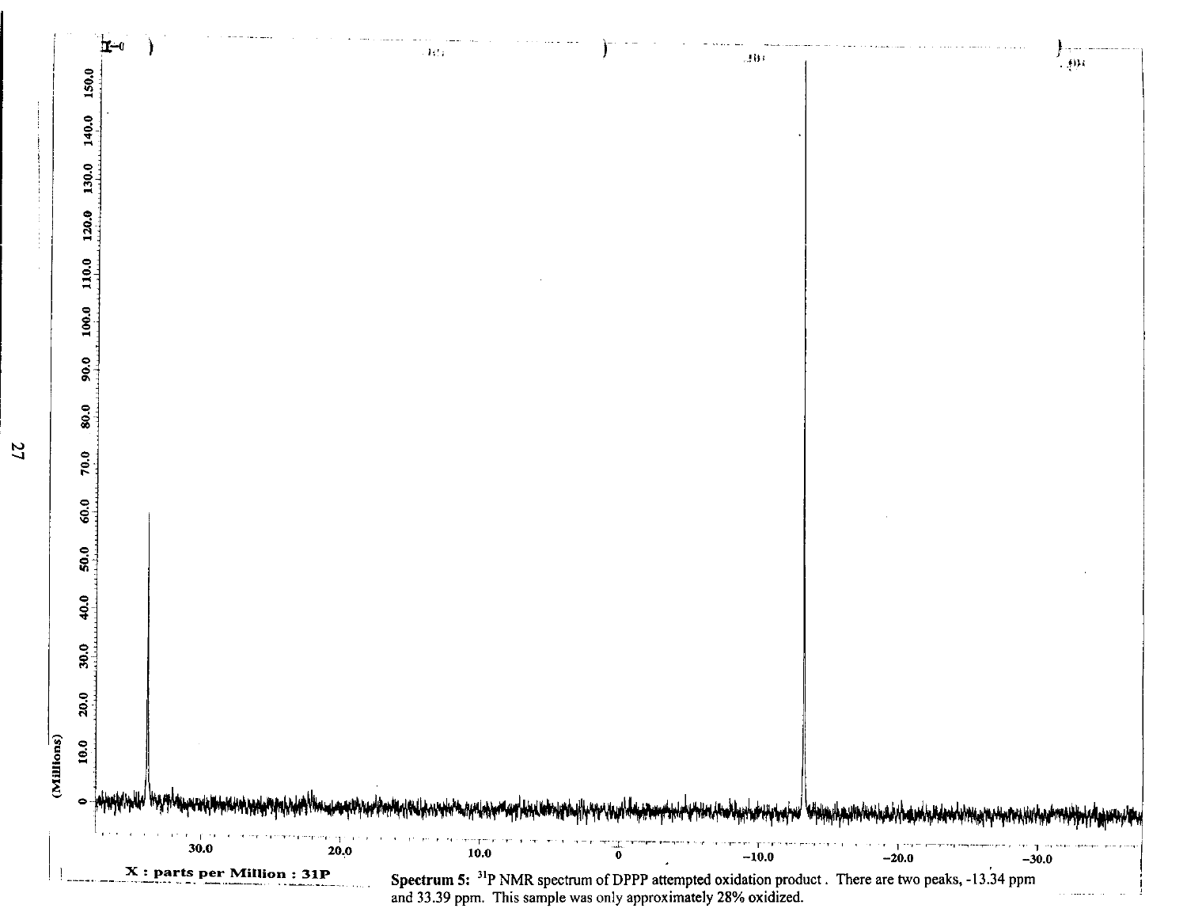Spectrum 5: $^{31}P$ NMR spectrum of DPPP attempted oxidation product. There are two peaks, -13.34 ppm and 33.39 ppm. This sample was only approximately 28% oxidized.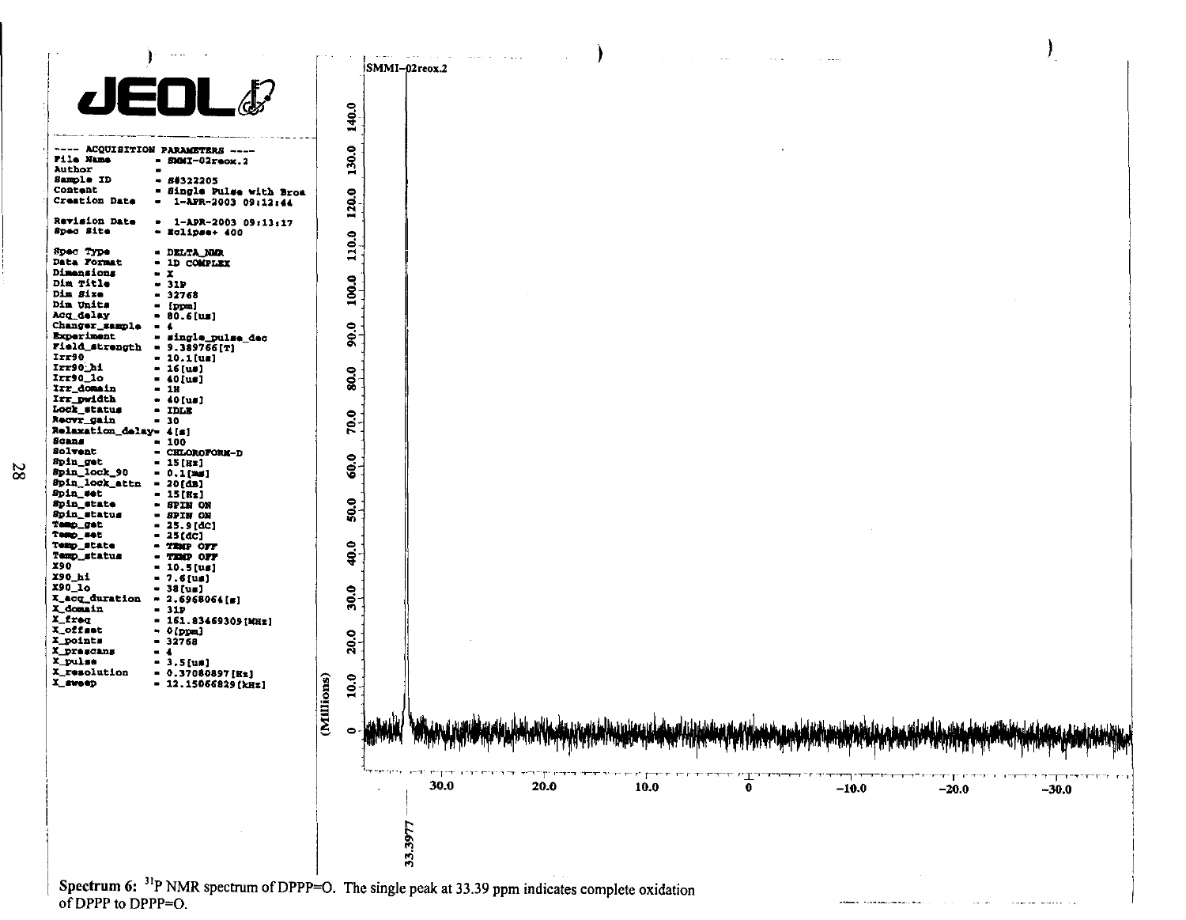JEOL

---- ACQUISITION PARAMETERS ----

```
File Name          = SMMI-02reox.2
Author             =
Sample ID          = 88322205
Content            = Single Pulse with Broa
Creation Date      =  1-APR-2003 09:12:44

Revision Date      =  1-APR-2003 09:13:17
Spec Site          = Eclipse+ 400

Spec Type          = DELTA_NMR
Data Format        = 1D COMPLEX
Dimensions         = X
Dim Title          = 31P
Dim Size           = 32768
Dim Units          = [ppm]
Acq_delay          = 80.6[us]
Changer_sample     = 4
Experiment         = single_pulse_dec
Field_strength     = 9.389766[T]
Irr90              = 10.1[us]
Irr90_hi           = 16[us]
Irr90_lo           = 40[us]
Irr_domain         = 1H
Irr_pwidth         = 40[us]
Lock_status        = IDLE
Recvr_gain         = 30
Relaxation_delay   = 4[s]
Scans              = 100
Solvent            = CHLOROFORM-D
Spin_get           = 15[Hz]
Spin_lock_90       = 0.1[ms]
Spin_lock_attn     = 20[dB]
Spin_set           = 15[Hz]
Spin_state         = SPIN ON
Spin_status        = SPIN ON
Temp_get           = 25.9[dC]
Temp_set           = 25[dC]
Temp_state         = TEMP OFF
Temp_status        = TEMP OFF
X90                = 10.5[us]
X90_hi             = 7.6[us]
X90_lo             = 38[us]
X_acq_duration     = 2.6968064[s]
X_domain           = 31P
X_freq             = 161.83469309[MHz]
X_offset           = 0[ppm]
X_points           = 32768
X_prescans         = 4
X_pulse            = 3.5[us]
X_resolution       = 0.37080897[Hz]
X_sweep            = 12.15066829[kHz]
```

SMMI-02reox.2

33.3977

Spectrum 6: $^{31}P$ NMR spectrum of DPPP=O. The single peak at 33.39 ppm indicates complete oxidation of DPPP to DPPP=O.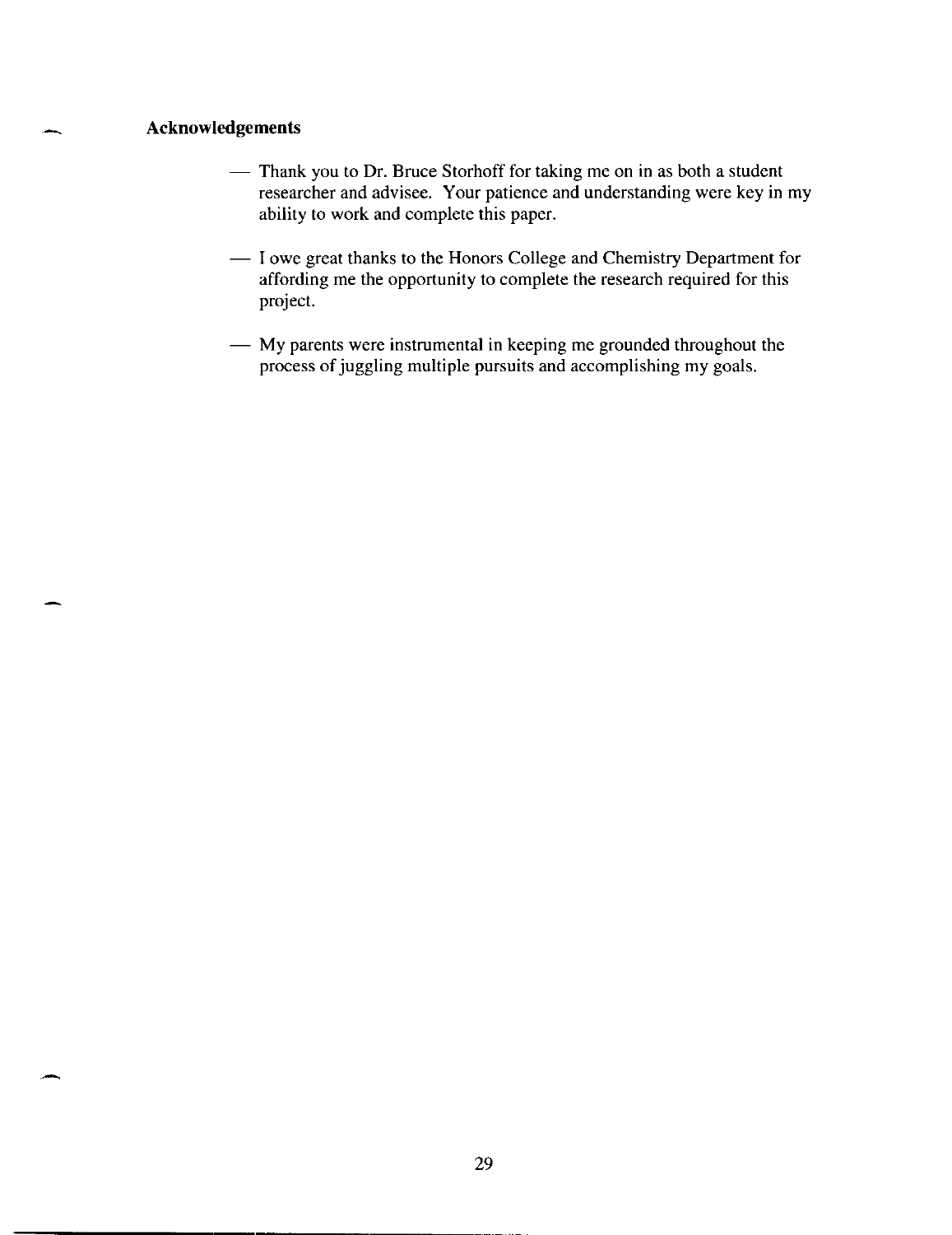## Acknowledgements

- Thank you to Dr. Bruce Storhoff for taking me on in as both a student researcher and advisee. Your patience and understanding were key in my ability to work and complete this paper.

- I owe great thanks to the Honors College and Chemistry Department for affording me the opportunity to complete the research required for this project.

- My parents were instrumental in keeping me grounded throughout the process of juggling multiple pursuits and accomplishing my goals.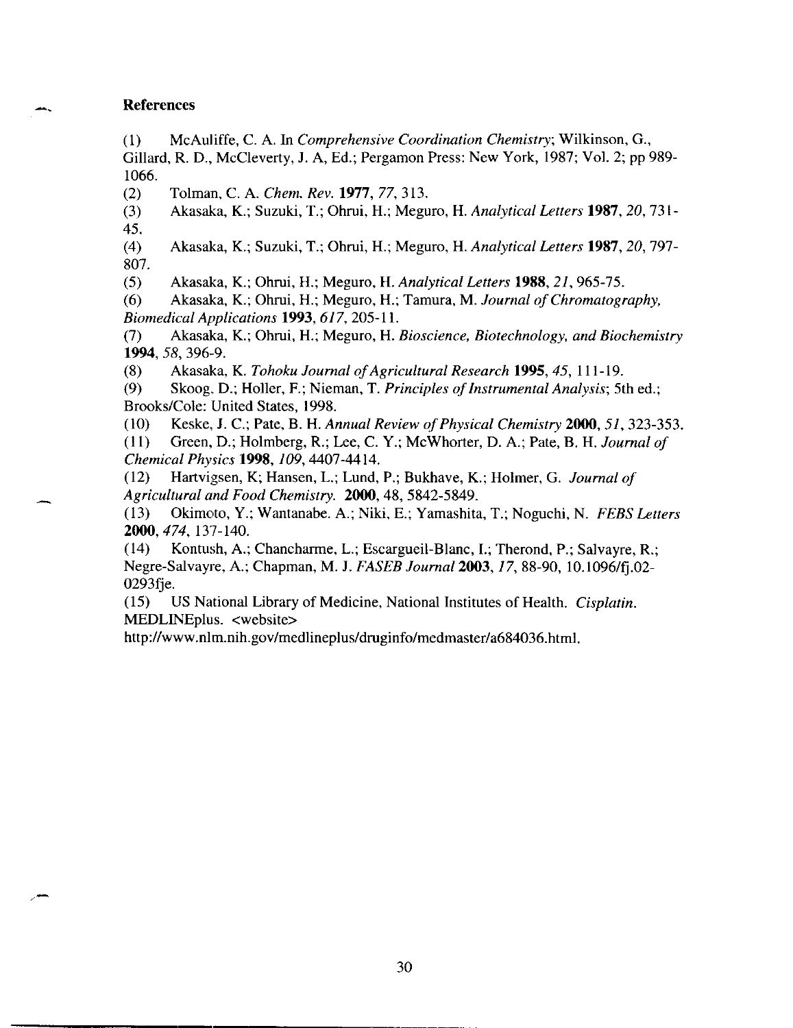**References**

(1) McAuliffe, C. A. In *Comprehensive Coordination Chemistry*; Wilkinson, G., Gillard, R. D., McCleverty, J. A, Ed.; Pergamon Press: New York, 1987; Vol. 2; pp 989-1066.

(2) Tolman, C. A. *Chem. Rev.* **1977**, *77*, 313.

(3) Akasaka, K.; Suzuki, T.; Ohrui, H.; Meguro, H. *Analytical Letters* **1987**, *20*, 731-45.

(4) Akasaka, K.; Suzuki, T.; Ohrui, H.; Meguro, H. *Analytical Letters* **1987**, *20*, 797-807.

(5) Akasaka, K.; Ohrui, H.; Meguro, H. *Analytical Letters* **1988**, *21*, 965-75.

(6) Akasaka, K.; Ohrui, H.; Meguro, H.; Tamura, M. *Journal of Chromatography, Biomedical Applications* **1993**, *617*, 205-11.

(7) Akasaka, K.; Ohrui, H.; Meguro, H. *Bioscience, Biotechnology, and Biochemistry* **1994**, *58*, 396-9.

(8) Akasaka, K. *Tohoku Journal of Agricultural Research* **1995**, *45*, 111-19.

(9) Skoog, D.; Holler, F.; Nieman, T. *Principles of Instrumental Analysis*; 5th ed.; Brooks/Cole: United States, 1998.

(10) Keske, J. C.; Pate, B. H. *Annual Review of Physical Chemistry* **2000**, *51*, 323-353.

(11) Green, D.; Holmberg, R.; Lee, C. Y.; McWhorter, D. A.; Pate, B. H. *Journal of Chemical Physics* **1998**, *109*, 4407-4414.

(12) Hartvigsen, K; Hansen, L.; Lund, P.; Bukhave, K.; Holmer, G. *Journal of Agricultural and Food Chemistry.* **2000**, 48, 5842-5849.

(13) Okimoto, Y.; Wantanabe. A.; Niki, E.; Yamashita, T.; Noguchi, N. *FEBS Letters* **2000**, *474*, 137-140.

(14) Kontush, A.; Chancharme, L.; Escargueil-Blanc, I.; Therond, P.; Salvayre, R.; Negre-Salvayre, A.; Chapman, M. J. *FASEB Journal* **2003**, *17*, 88-90, 10.1096/fj.02-0293fje.

(15) US National Library of Medicine, National Institutes of Health. *Cisplatin.* MEDLINEplus. <website> http://www.nlm.nih.gov/medlineplus/druginfo/medmaster/a684036.html.